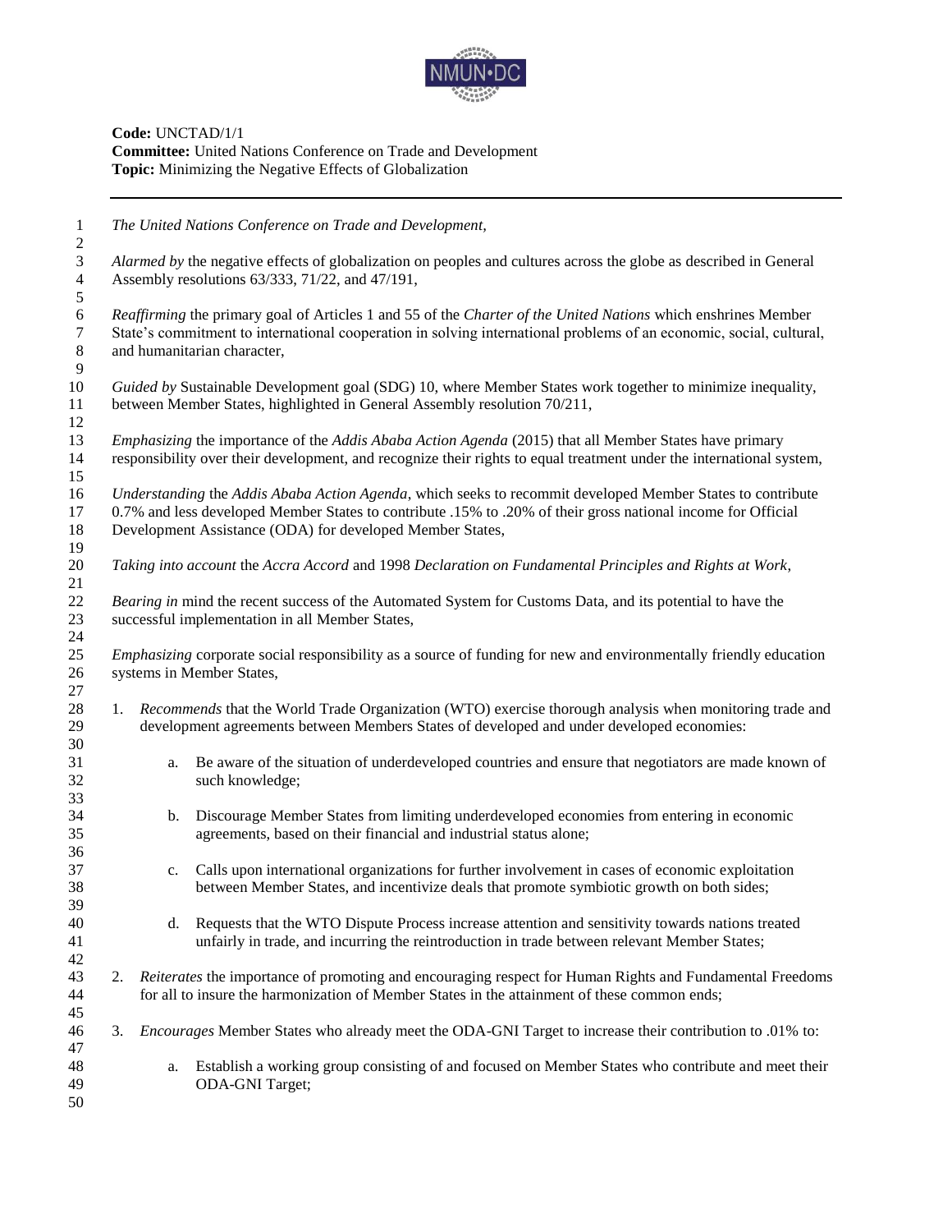**Code:** UNCTAD/1/1
**Committee:** United Nations Conference on Trade and Development
**Topic:** Minimizing the Negative Effects of Globalization

---

*The United Nations Conference on Trade and Development,*

*Alarmed by* the negative effects of globalization on peoples and cultures across the globe as described in General Assembly resolutions 63/333, 71/22, and 47/191,

*Reaffirming* the primary goal of Articles 1 and 55 of the *Charter of the United Nations* which enshrines Member State's commitment to international cooperation in solving international problems of an economic, social, cultural, and humanitarian character,

*Guided by* Sustainable Development goal (SDG) 10, where Member States work together to minimize inequality, between Member States, highlighted in General Assembly resolution 70/211,

*Emphasizing* the importance of the *Addis Ababa Action Agenda* (2015) that all Member States have primary responsibility over their development, and recognize their rights to equal treatment under the international system,

*Understanding* the *Addis Ababa Action Agenda*, which seeks to recommit developed Member States to contribute 0.7% and less developed Member States to contribute .15% to .20% of their gross national income for Official Development Assistance (ODA) for developed Member States,

*Taking into account* the *Accra Accord* and 1998 *Declaration on Fundamental Principles and Rights at Work*,

*Bearing in* mind the recent success of the Automated System for Customs Data, and its potential to have the successful implementation in all Member States,

*Emphasizing* corporate social responsibility as a source of funding for new and environmentally friendly education systems in Member States,

1. *Recommends* that the World Trade Organization (WTO) exercise thorough analysis when monitoring trade and development agreements between Members States of developed and under developed economies:

    a. Be aware of the situation of underdeveloped countries and ensure that negotiators are made known of such knowledge;

    b. Discourage Member States from limiting underdeveloped economies from entering in economic agreements, based on their financial and industrial status alone;

    c. Calls upon international organizations for further involvement in cases of economic exploitation between Member States, and incentivize deals that promote symbiotic growth on both sides;

    d. Requests that the WTO Dispute Process increase attention and sensitivity towards nations treated unfairly in trade, and incurring the reintroduction in trade between relevant Member States;

2. *Reiterates* the importance of promoting and encouraging respect for Human Rights and Fundamental Freedoms for all to insure the harmonization of Member States in the attainment of these common ends;

3. *Encourages* Member States who already meet the ODA-GNI Target to increase their contribution to .01% to:

    a. Establish a working group consisting of and focused on Member States who contribute and meet their ODA-GNI Target;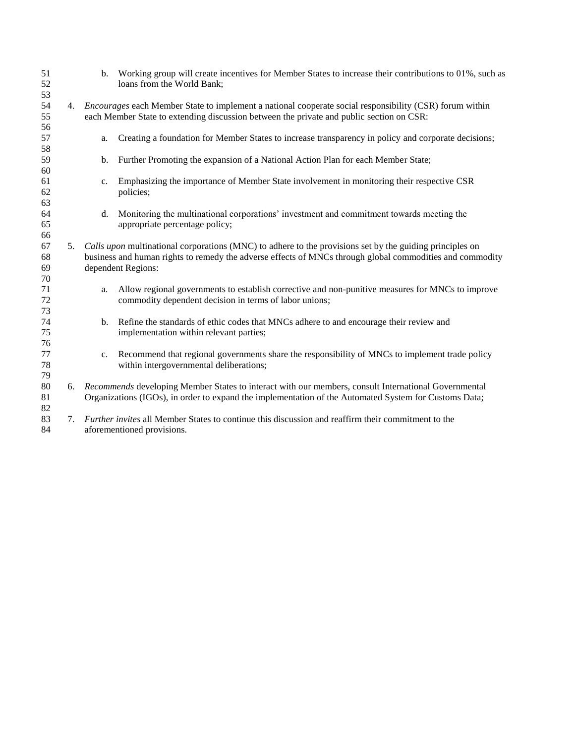b. Working group will create incentives for Member States to increase their contributions to 01%, such as loans from the World Bank;

4. *Encourages* each Member State to implement a national cooperate social responsibility (CSR) forum within each Member State to extending discussion between the private and public section on CSR:

    a. Creating a foundation for Member States to increase transparency in policy and corporate decisions;

    b. Further Promoting the expansion of a National Action Plan for each Member State;

    c. Emphasizing the importance of Member State involvement in monitoring their respective CSR policies;

    d. Monitoring the multinational corporations' investment and commitment towards meeting the appropriate percentage policy;

5. *Calls upon* multinational corporations (MNC) to adhere to the provisions set by the guiding principles on business and human rights to remedy the adverse effects of MNCs through global commodities and commodity dependent Regions:

    a. Allow regional governments to establish corrective and non-punitive measures for MNCs to improve commodity dependent decision in terms of labor unions;

    b. Refine the standards of ethic codes that MNCs adhere to and encourage their review and implementation within relevant parties;

    c. Recommend that regional governments share the responsibility of MNCs to implement trade policy within intergovernmental deliberations;

6. *Recommends* developing Member States to interact with our members, consult International Governmental Organizations (IGOs), in order to expand the implementation of the Automated System for Customs Data;

7. *Further invites* all Member States to continue this discussion and reaffirm their commitment to the aforementioned provisions.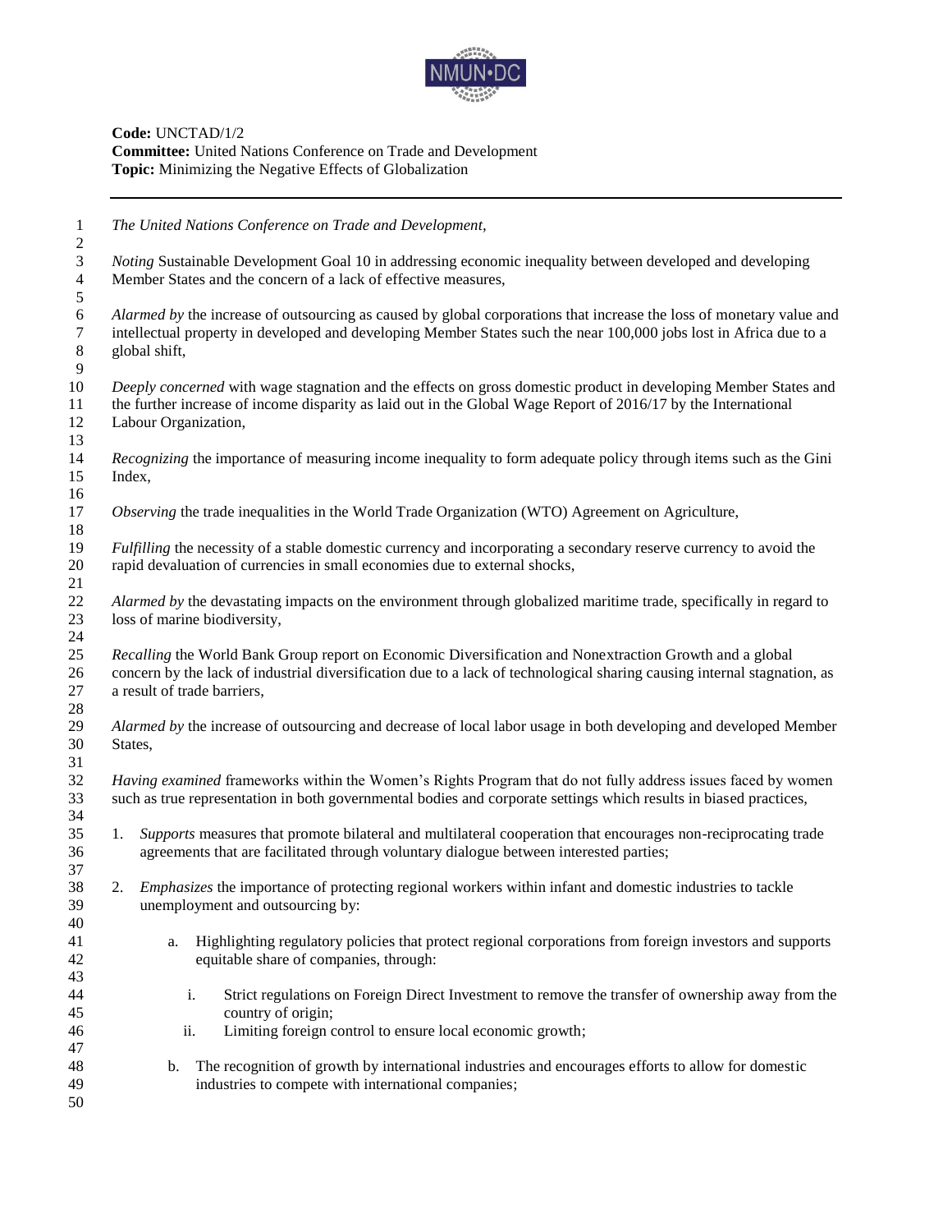**Code:** UNCTAD/1/2
**Committee:** United Nations Conference on Trade and Development
**Topic:** Minimizing the Negative Effects of Globalization

---

*The United Nations Conference on Trade and Development,*

*Noting* Sustainable Development Goal 10 in addressing economic inequality between developed and developing Member States and the concern of a lack of effective measures,

*Alarmed by* the increase of outsourcing as caused by global corporations that increase the loss of monetary value and intellectual property in developed and developing Member States such the near 100,000 jobs lost in Africa due to a global shift,

*Deeply concerned* with wage stagnation and the effects on gross domestic product in developing Member States and the further increase of income disparity as laid out in the Global Wage Report of 2016/17 by the International Labour Organization,

*Recognizing* the importance of measuring income inequality to form adequate policy through items such as the Gini Index,

*Observing* the trade inequalities in the World Trade Organization (WTO) Agreement on Agriculture,

*Fulfilling* the necessity of a stable domestic currency and incorporating a secondary reserve currency to avoid the rapid devaluation of currencies in small economies due to external shocks,

*Alarmed by* the devastating impacts on the environment through globalized maritime trade, specifically in regard to loss of marine biodiversity,

*Recalling* the World Bank Group report on Economic Diversification and Nonextraction Growth and a global concern by the lack of industrial diversification due to a lack of technological sharing causing internal stagnation, as a result of trade barriers,

*Alarmed by* the increase of outsourcing and decrease of local labor usage in both developing and developed Member States,

*Having examined* frameworks within the Women's Rights Program that do not fully address issues faced by women such as true representation in both governmental bodies and corporate settings which results in biased practices,

1. *Supports* measures that promote bilateral and multilateral cooperation that encourages non-reciprocating trade agreements that are facilitated through voluntary dialogue between interested parties;

2. *Emphasizes* the importance of protecting regional workers within infant and domestic industries to tackle unemployment and outsourcing by:

    a. Highlighting regulatory policies that protect regional corporations from foreign investors and supports equitable share of companies, through:

        i. Strict regulations on Foreign Direct Investment to remove the transfer of ownership away from the country of origin;
        ii. Limiting foreign control to ensure local economic growth;

    b. The recognition of growth by international industries and encourages efforts to allow for domestic industries to compete with international companies;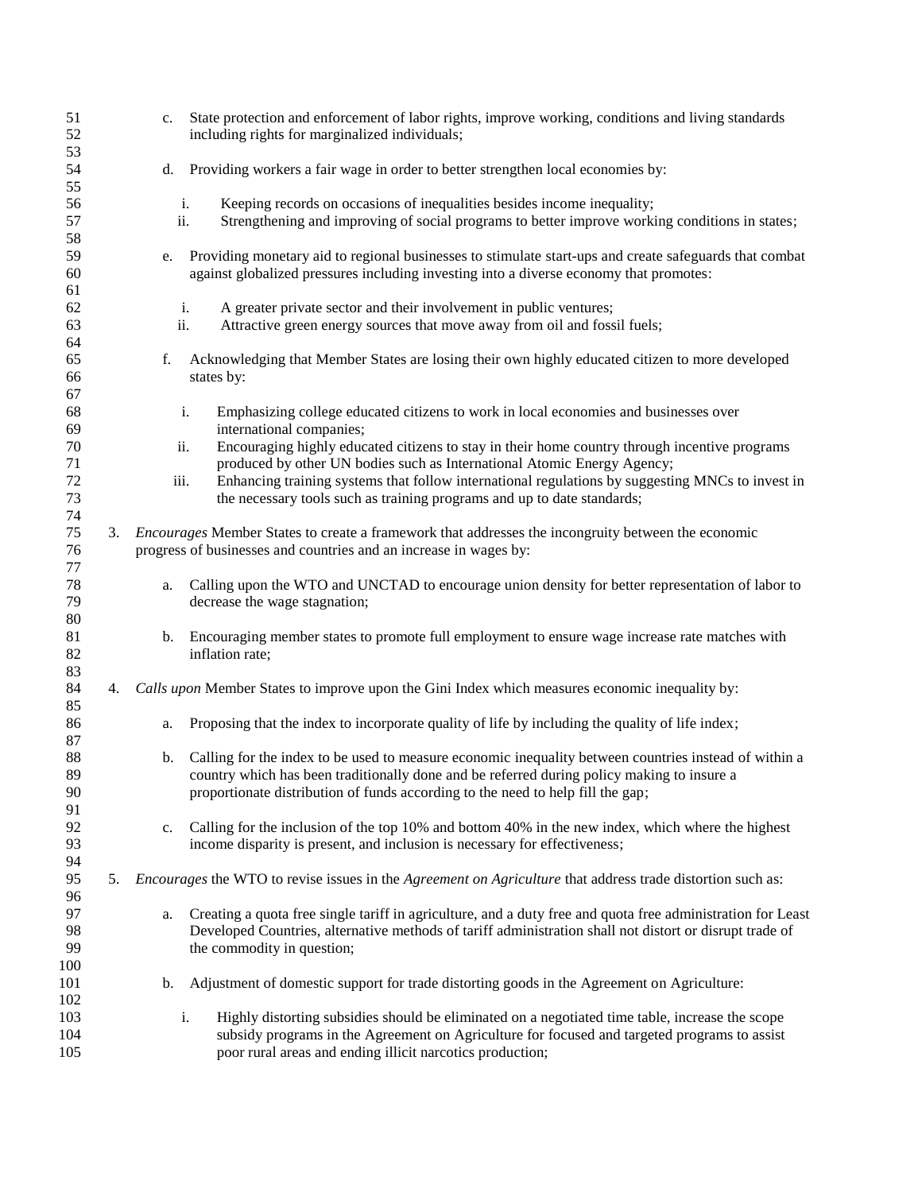c. State protection and enforcement of labor rights, improve working, conditions and living standards including rights for marginalized individuals;

d. Providing workers a fair wage in order to better strengthen local economies by:

   i. Keeping records on occasions of inequalities besides income inequality;
   ii. Strengthening and improving of social programs to better improve working conditions in states;

e. Providing monetary aid to regional businesses to stimulate start-ups and create safeguards that combat against globalized pressures including investing into a diverse economy that promotes:

   i. A greater private sector and their involvement in public ventures;
   ii. Attractive green energy sources that move away from oil and fossil fuels;

f. Acknowledging that Member States are losing their own highly educated citizen to more developed states by:

   i. Emphasizing college educated citizens to work in local economies and businesses over international companies;
   ii. Encouraging highly educated citizens to stay in their home country through incentive programs produced by other UN bodies such as International Atomic Energy Agency;
   iii. Enhancing training systems that follow international regulations by suggesting MNCs to invest in the necessary tools such as training programs and up to date standards;

3. *Encourages* Member States to create a framework that addresses the incongruity between the economic progress of businesses and countries and an increase in wages by:

   a. Calling upon the WTO and UNCTAD to encourage union density for better representation of labor to decrease the wage stagnation;

   b. Encouraging member states to promote full employment to ensure wage increase rate matches with inflation rate;

4. *Calls upon* Member States to improve upon the Gini Index which measures economic inequality by:

   a. Proposing that the index to incorporate quality of life by including the quality of life index;

   b. Calling for the index to be used to measure economic inequality between countries instead of within a country which has been traditionally done and be referred during policy making to insure a proportionate distribution of funds according to the need to help fill the gap;

   c. Calling for the inclusion of the top 10% and bottom 40% in the new index, which where the highest income disparity is present, and inclusion is necessary for effectiveness;

5. *Encourages* the WTO to revise issues in the *Agreement on Agriculture* that address trade distortion such as:

   a. Creating a quota free single tariff in agriculture, and a duty free and quota free administration for Least Developed Countries, alternative methods of tariff administration shall not distort or disrupt trade of the commodity in question;

   b. Adjustment of domestic support for trade distorting goods in the Agreement on Agriculture:

      i. Highly distorting subsidies should be eliminated on a negotiated time table, increase the scope subsidy programs in the Agreement on Agriculture for focused and targeted programs to assist poor rural areas and ending illicit narcotics production;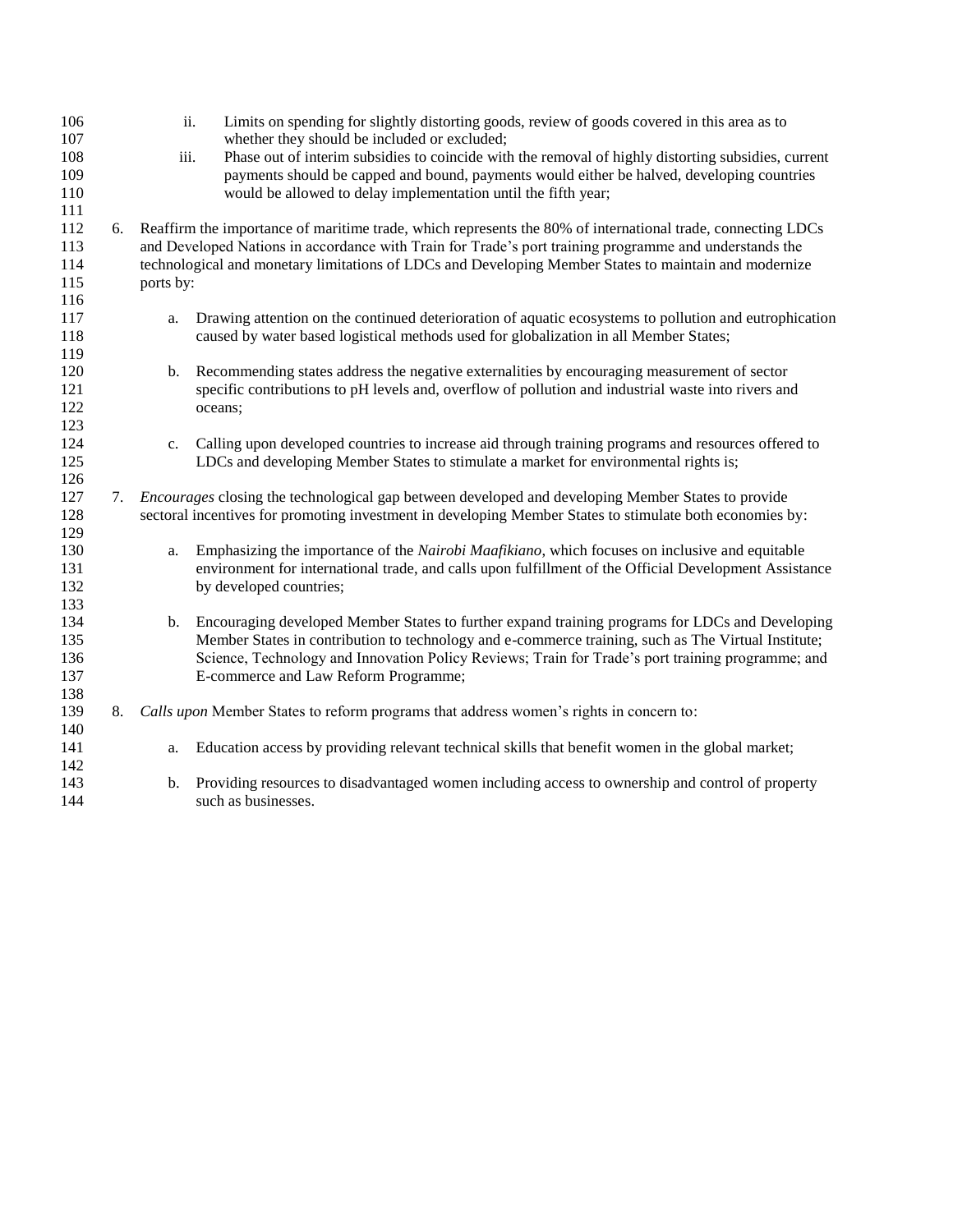ii. Limits on spending for slightly distorting goods, review of goods covered in this area as to whether they should be included or excluded;

iii. Phase out of interim subsidies to coincide with the removal of highly distorting subsidies, current payments should be capped and bound, payments would either be halved, developing countries would be allowed to delay implementation until the fifth year;

6. Reaffirm the importance of maritime trade, which represents the 80% of international trade, connecting LDCs and Developed Nations in accordance with Train for Trade's port training programme and understands the technological and monetary limitations of LDCs and Developing Member States to maintain and modernize ports by:

   a. Drawing attention on the continued deterioration of aquatic ecosystems to pollution and eutrophication caused by water based logistical methods used for globalization in all Member States;

   b. Recommending states address the negative externalities by encouraging measurement of sector specific contributions to pH levels and, overflow of pollution and industrial waste into rivers and oceans;

   c. Calling upon developed countries to increase aid through training programs and resources offered to LDCs and developing Member States to stimulate a market for environmental rights is;

7. *Encourages* closing the technological gap between developed and developing Member States to provide sectoral incentives for promoting investment in developing Member States to stimulate both economies by:

   a. Emphasizing the importance of the *Nairobi Maafikiano*, which focuses on inclusive and equitable environment for international trade, and calls upon fulfillment of the Official Development Assistance by developed countries;

   b. Encouraging developed Member States to further expand training programs for LDCs and Developing Member States in contribution to technology and e-commerce training, such as The Virtual Institute; Science, Technology and Innovation Policy Reviews; Train for Trade's port training programme; and E-commerce and Law Reform Programme;

8. *Calls upon* Member States to reform programs that address women's rights in concern to:

   a. Education access by providing relevant technical skills that benefit women in the global market;

   b. Providing resources to disadvantaged women including access to ownership and control of property such as businesses.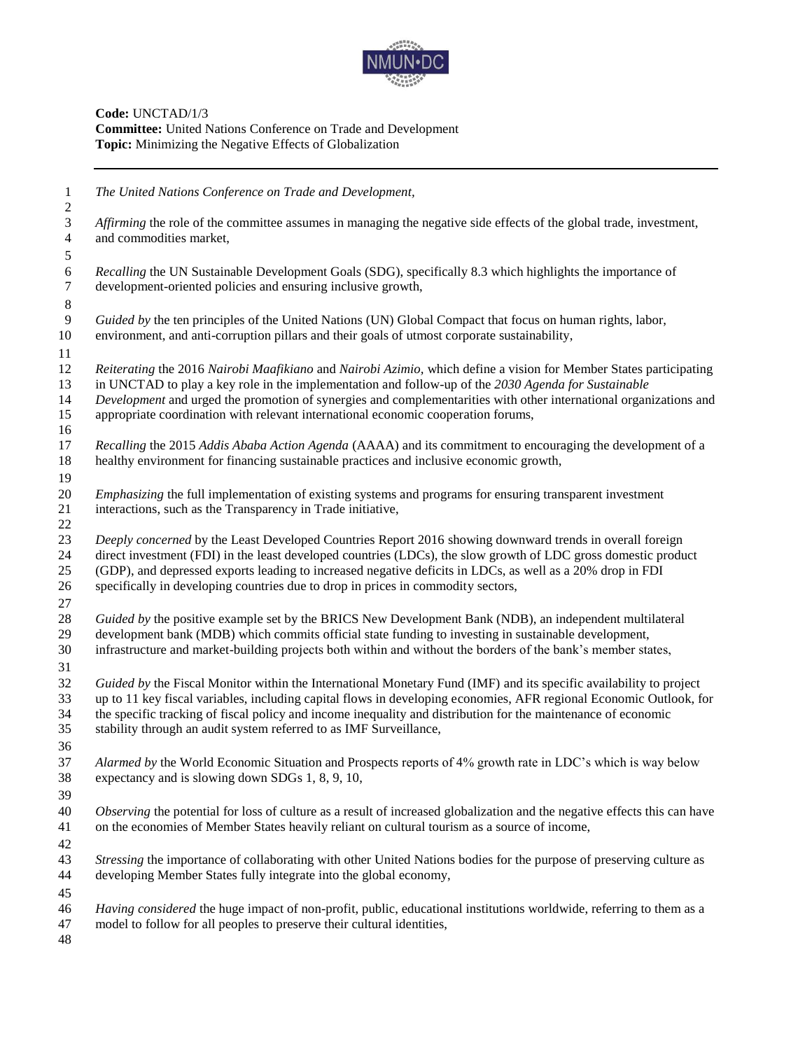**Code:** UNCTAD/1/3
**Committee:** United Nations Conference on Trade and Development
**Topic:** Minimizing the Negative Effects of Globalization

---

*The United Nations Conference on Trade and Development,*

*Affirming* the role of the committee assumes in managing the negative side effects of the global trade, investment, and commodities market,

*Recalling* the UN Sustainable Development Goals (SDG), specifically 8.3 which highlights the importance of development-oriented policies and ensuring inclusive growth,

*Guided by* the ten principles of the United Nations (UN) Global Compact that focus on human rights, labor, environment, and anti-corruption pillars and their goals of utmost corporate sustainability,

*Reiterating* the 2016 *Nairobi Maafikiano* and *Nairobi Azimio*, which define a vision for Member States participating in UNCTAD to play a key role in the implementation and follow-up of the *2030 Agenda for Sustainable Development* and urged the promotion of synergies and complementarities with other international organizations and appropriate coordination with relevant international economic cooperation forums,

*Recalling* the 2015 *Addis Ababa Action Agenda* (AAAA) and its commitment to encouraging the development of a healthy environment for financing sustainable practices and inclusive economic growth,

*Emphasizing* the full implementation of existing systems and programs for ensuring transparent investment interactions, such as the Transparency in Trade initiative,

*Deeply concerned* by the Least Developed Countries Report 2016 showing downward trends in overall foreign direct investment (FDI) in the least developed countries (LDCs), the slow growth of LDC gross domestic product (GDP), and depressed exports leading to increased negative deficits in LDCs, as well as a 20% drop in FDI specifically in developing countries due to drop in prices in commodity sectors,

*Guided by* the positive example set by the BRICS New Development Bank (NDB), an independent multilateral development bank (MDB) which commits official state funding to investing in sustainable development, infrastructure and market-building projects both within and without the borders of the bank's member states,

*Guided by* the Fiscal Monitor within the International Monetary Fund (IMF) and its specific availability to project up to 11 key fiscal variables, including capital flows in developing economies, AFR regional Economic Outlook, for the specific tracking of fiscal policy and income inequality and distribution for the maintenance of economic stability through an audit system referred to as IMF Surveillance,

*Alarmed by* the World Economic Situation and Prospects reports of 4% growth rate in LDC's which is way below expectancy and is slowing down SDGs 1, 8, 9, 10,

*Observing* the potential for loss of culture as a result of increased globalization and the negative effects this can have on the economies of Member States heavily reliant on cultural tourism as a source of income,

*Stressing* the importance of collaborating with other United Nations bodies for the purpose of preserving culture as developing Member States fully integrate into the global economy,

*Having considered* the huge impact of non-profit, public, educational institutions worldwide, referring to them as a model to follow for all peoples to preserve their cultural identities,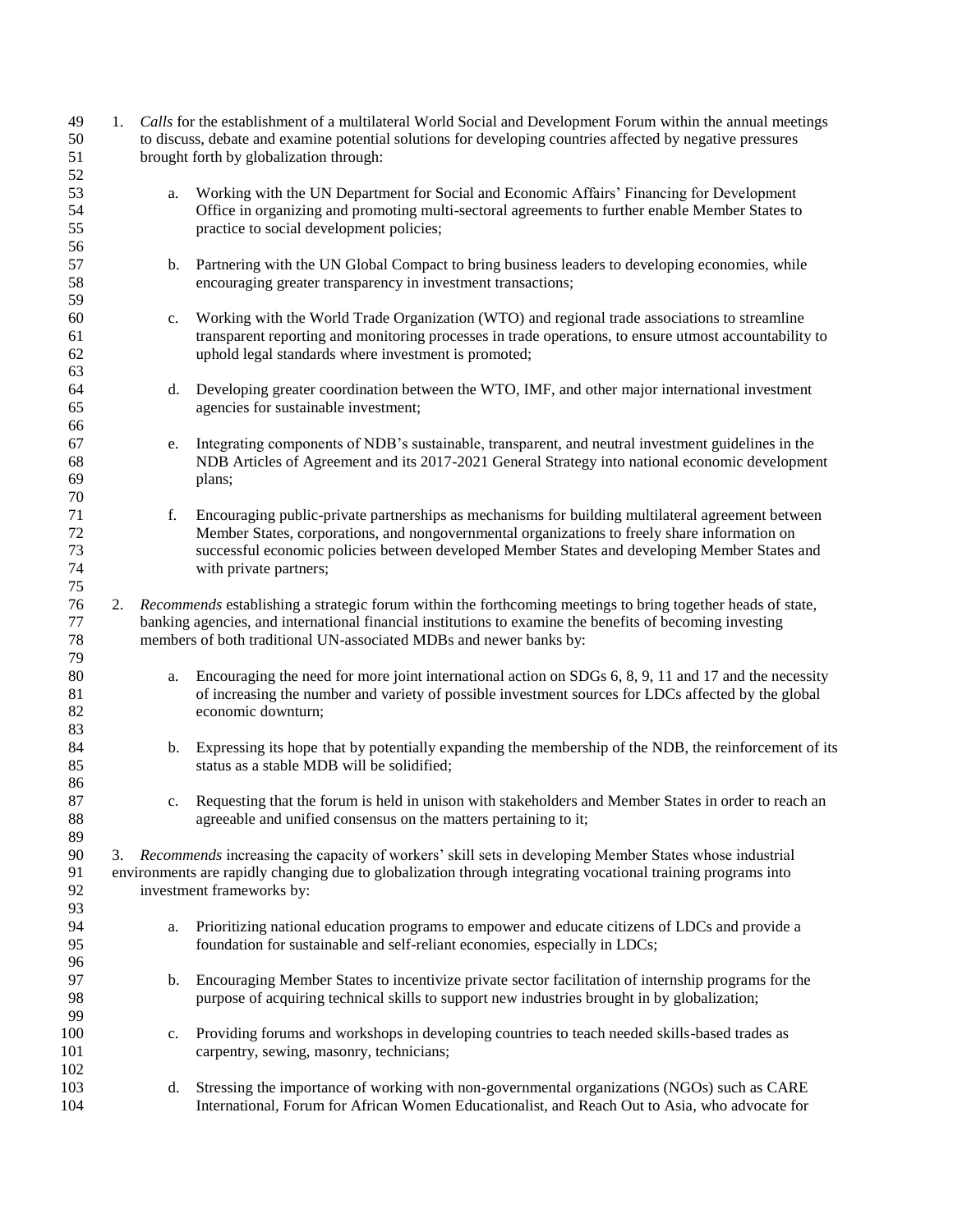1. *Calls* for the establishment of a multilateral World Social and Development Forum within the annual meetings to discuss, debate and examine potential solutions for developing countries affected by negative pressures brought forth by globalization through:

    a. Working with the UN Department for Social and Economic Affairs' Financing for Development Office in organizing and promoting multi-sectoral agreements to further enable Member States to practice to social development policies;

    b. Partnering with the UN Global Compact to bring business leaders to developing economies, while encouraging greater transparency in investment transactions;

    c. Working with the World Trade Organization (WTO) and regional trade associations to streamline transparent reporting and monitoring processes in trade operations, to ensure utmost accountability to uphold legal standards where investment is promoted;

    d. Developing greater coordination between the WTO, IMF, and other major international investment agencies for sustainable investment;

    e. Integrating components of NDB's sustainable, transparent, and neutral investment guidelines in the NDB Articles of Agreement and its 2017-2021 General Strategy into national economic development plans;

    f. Encouraging public-private partnerships as mechanisms for building multilateral agreement between Member States, corporations, and nongovernmental organizations to freely share information on successful economic policies between developed Member States and developing Member States and with private partners;

2. *Recommends* establishing a strategic forum within the forthcoming meetings to bring together heads of state, banking agencies, and international financial institutions to examine the benefits of becoming investing members of both traditional UN-associated MDBs and newer banks by:

    a. Encouraging the need for more joint international action on SDGs 6, 8, 9, 11 and 17 and the necessity of increasing the number and variety of possible investment sources for LDCs affected by the global economic downturn;

    b. Expressing its hope that by potentially expanding the membership of the NDB, the reinforcement of its status as a stable MDB will be solidified;

    c. Requesting that the forum is held in unison with stakeholders and Member States in order to reach an agreeable and unified consensus on the matters pertaining to it;

3. *Recommends* increasing the capacity of workers' skill sets in developing Member States whose industrial environments are rapidly changing due to globalization through integrating vocational training programs into investment frameworks by:

    a. Prioritizing national education programs to empower and educate citizens of LDCs and provide a foundation for sustainable and self-reliant economies, especially in LDCs;

    b. Encouraging Member States to incentivize private sector facilitation of internship programs for the purpose of acquiring technical skills to support new industries brought in by globalization;

    c. Providing forums and workshops in developing countries to teach needed skills-based trades as carpentry, sewing, masonry, technicians;

    d. Stressing the importance of working with non-governmental organizations (NGOs) such as CARE International, Forum for African Women Educationalist, and Reach Out to Asia, who advocate for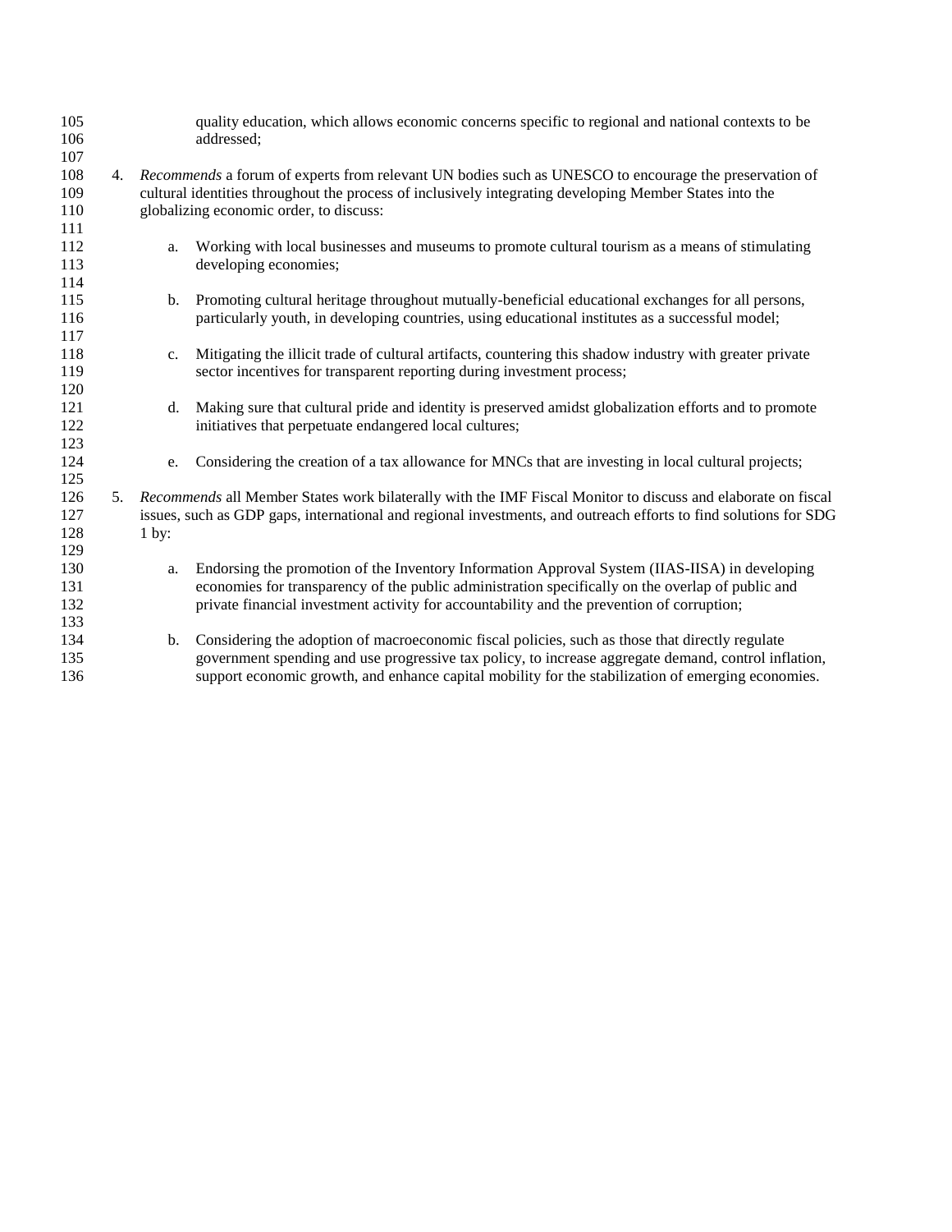quality education, which allows economic concerns specific to regional and national contexts to be addressed;

4. *Recommends* a forum of experts from relevant UN bodies such as UNESCO to encourage the preservation of cultural identities throughout the process of inclusively integrating developing Member States into the globalizing economic order, to discuss:

    a. Working with local businesses and museums to promote cultural tourism as a means of stimulating developing economies;

    b. Promoting cultural heritage throughout mutually-beneficial educational exchanges for all persons, particularly youth, in developing countries, using educational institutes as a successful model;

    c. Mitigating the illicit trade of cultural artifacts, countering this shadow industry with greater private sector incentives for transparent reporting during investment process;

    d. Making sure that cultural pride and identity is preserved amidst globalization efforts and to promote initiatives that perpetuate endangered local cultures;

    e. Considering the creation of a tax allowance for MNCs that are investing in local cultural projects;

5. *Recommends* all Member States work bilaterally with the IMF Fiscal Monitor to discuss and elaborate on fiscal issues, such as GDP gaps, international and regional investments, and outreach efforts to find solutions for SDG 1 by:

    a. Endorsing the promotion of the Inventory Information Approval System (IIAS-IISA) in developing economies for transparency of the public administration specifically on the overlap of public and private financial investment activity for accountability and the prevention of corruption;

    b. Considering the adoption of macroeconomic fiscal policies, such as those that directly regulate government spending and use progressive tax policy, to increase aggregate demand, control inflation, support economic growth, and enhance capital mobility for the stabilization of emerging economies.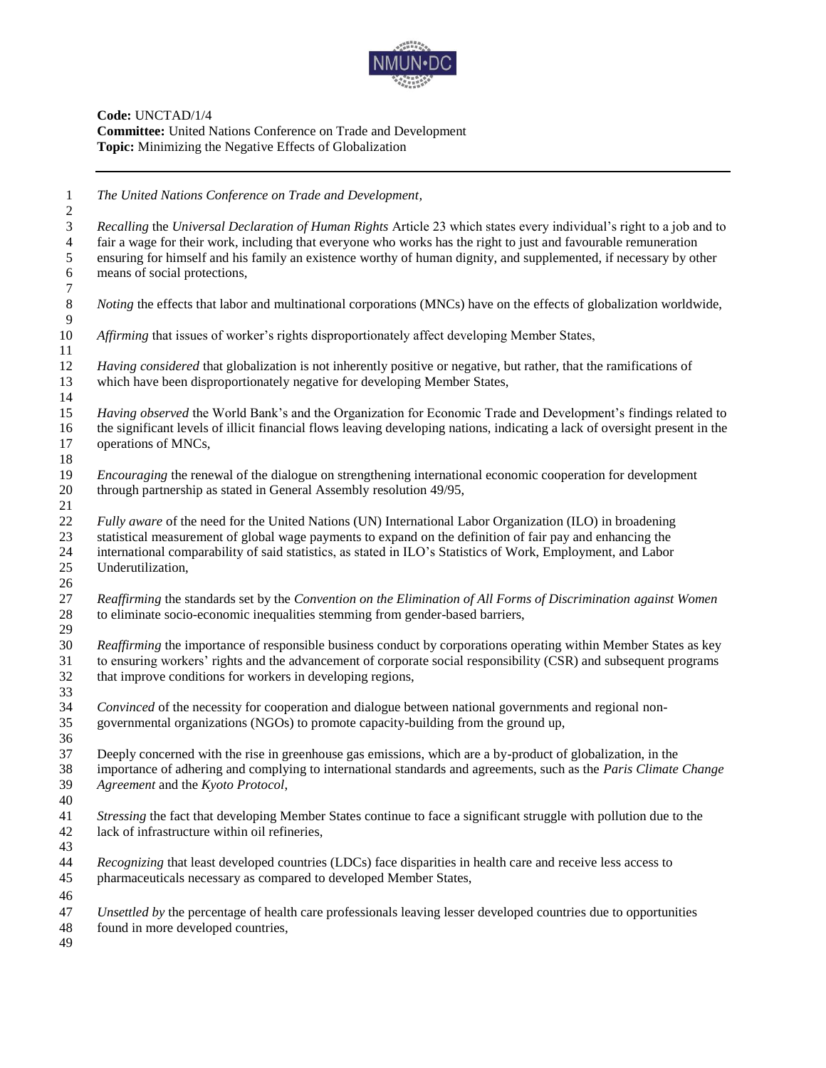**Code:** UNCTAD/1/4
**Committee:** United Nations Conference on Trade and Development
**Topic:** Minimizing the Negative Effects of Globalization

---

*The United Nations Conference on Trade and Development,*

*Recalling* the *Universal Declaration of Human Rights* Article 23 which states every individual's right to a job and to fair a wage for their work, including that everyone who works has the right to just and favourable remuneration ensuring for himself and his family an existence worthy of human dignity, and supplemented, if necessary by other means of social protections,

*Noting* the effects that labor and multinational corporations (MNCs) have on the effects of globalization worldwide,

*Affirming* that issues of worker's rights disproportionately affect developing Member States,

*Having considered* that globalization is not inherently positive or negative, but rather, that the ramifications of which have been disproportionately negative for developing Member States,

*Having observed* the World Bank's and the Organization for Economic Trade and Development's findings related to the significant levels of illicit financial flows leaving developing nations, indicating a lack of oversight present in the operations of MNCs,

*Encouraging* the renewal of the dialogue on strengthening international economic cooperation for development through partnership as stated in General Assembly resolution 49/95,

*Fully aware* of the need for the United Nations (UN) International Labor Organization (ILO) in broadening statistical measurement of global wage payments to expand on the definition of fair pay and enhancing the international comparability of said statistics, as stated in ILO's Statistics of Work, Employment, and Labor Underutilization,

*Reaffirming* the standards set by the *Convention on the Elimination of All Forms of Discrimination against Women* to eliminate socio-economic inequalities stemming from gender-based barriers,

*Reaffirming* the importance of responsible business conduct by corporations operating within Member States as key to ensuring workers' rights and the advancement of corporate social responsibility (CSR) and subsequent programs that improve conditions for workers in developing regions,

*Convinced* of the necessity for cooperation and dialogue between national governments and regional non-governmental organizations (NGOs) to promote capacity-building from the ground up,

Deeply concerned with the rise in greenhouse gas emissions, which are a by-product of globalization, in the importance of adhering and complying to international standards and agreements, such as the *Paris Climate Change Agreement* and the *Kyoto Protocol*,

*Stressing* the fact that developing Member States continue to face a significant struggle with pollution due to the lack of infrastructure within oil refineries,

*Recognizing* that least developed countries (LDCs) face disparities in health care and receive less access to pharmaceuticals necessary as compared to developed Member States,

*Unsettled by* the percentage of health care professionals leaving lesser developed countries due to opportunities found in more developed countries,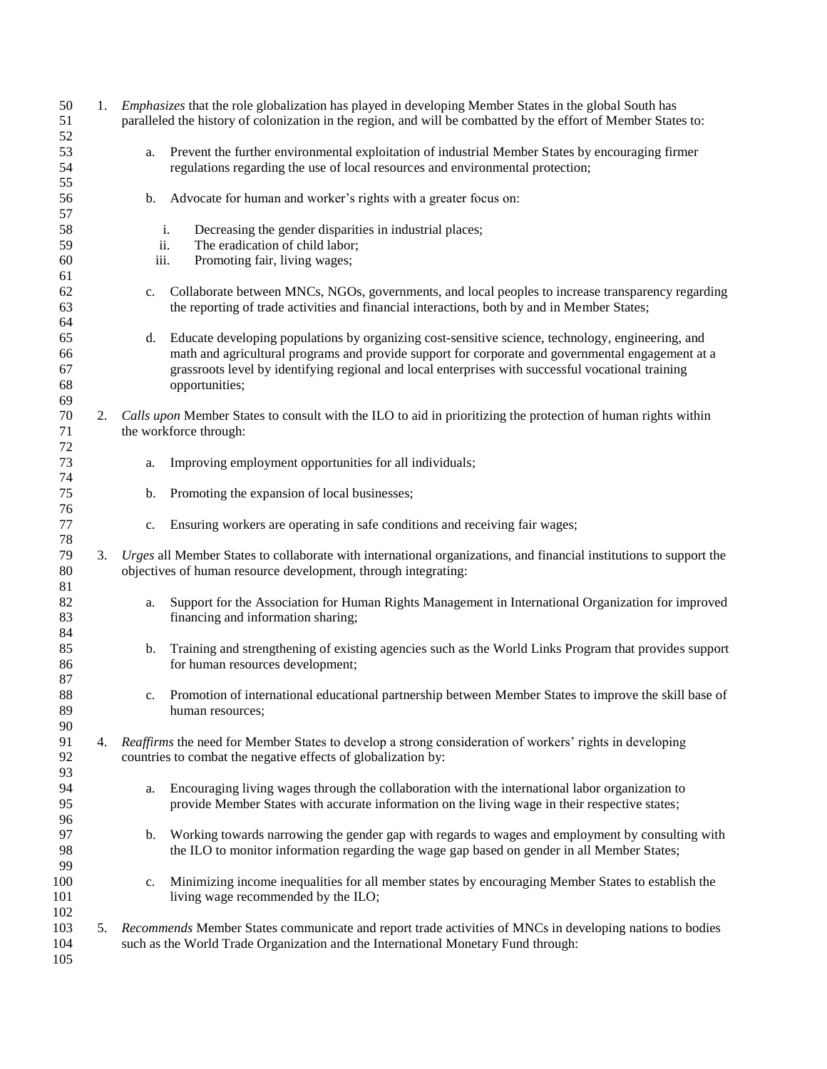1. *Emphasizes* that the role globalization has played in developing Member States in the global South has paralleled the history of colonization in the region, and will be combatted by the effort of Member States to:

    a. Prevent the further environmental exploitation of industrial Member States by encouraging firmer regulations regarding the use of local resources and environmental protection;

    b. Advocate for human and worker's rights with a greater focus on:

        i. Decreasing the gender disparities in industrial places;
        ii. The eradication of child labor;
        iii. Promoting fair, living wages;

    c. Collaborate between MNCs, NGOs, governments, and local peoples to increase transparency regarding the reporting of trade activities and financial interactions, both by and in Member States;

    d. Educate developing populations by organizing cost-sensitive science, technology, engineering, and math and agricultural programs and provide support for corporate and governmental engagement at a grassroots level by identifying regional and local enterprises with successful vocational training opportunities;

2. *Calls upon* Member States to consult with the ILO to aid in prioritizing the protection of human rights within the workforce through:

    a. Improving employment opportunities for all individuals;

    b. Promoting the expansion of local businesses;

    c. Ensuring workers are operating in safe conditions and receiving fair wages;

3. *Urges* all Member States to collaborate with international organizations, and financial institutions to support the objectives of human resource development, through integrating:

    a. Support for the Association for Human Rights Management in International Organization for improved financing and information sharing;

    b. Training and strengthening of existing agencies such as the World Links Program that provides support for human resources development;

    c. Promotion of international educational partnership between Member States to improve the skill base of human resources;

4. *Reaffirms* the need for Member States to develop a strong consideration of workers' rights in developing countries to combat the negative effects of globalization by:

    a. Encouraging living wages through the collaboration with the international labor organization to provide Member States with accurate information on the living wage in their respective states;

    b. Working towards narrowing the gender gap with regards to wages and employment by consulting with the ILO to monitor information regarding the wage gap based on gender in all Member States;

    c. Minimizing income inequalities for all member states by encouraging Member States to establish the living wage recommended by the ILO;

5. *Recommends* Member States communicate and report trade activities of MNCs in developing nations to bodies such as the World Trade Organization and the International Monetary Fund through: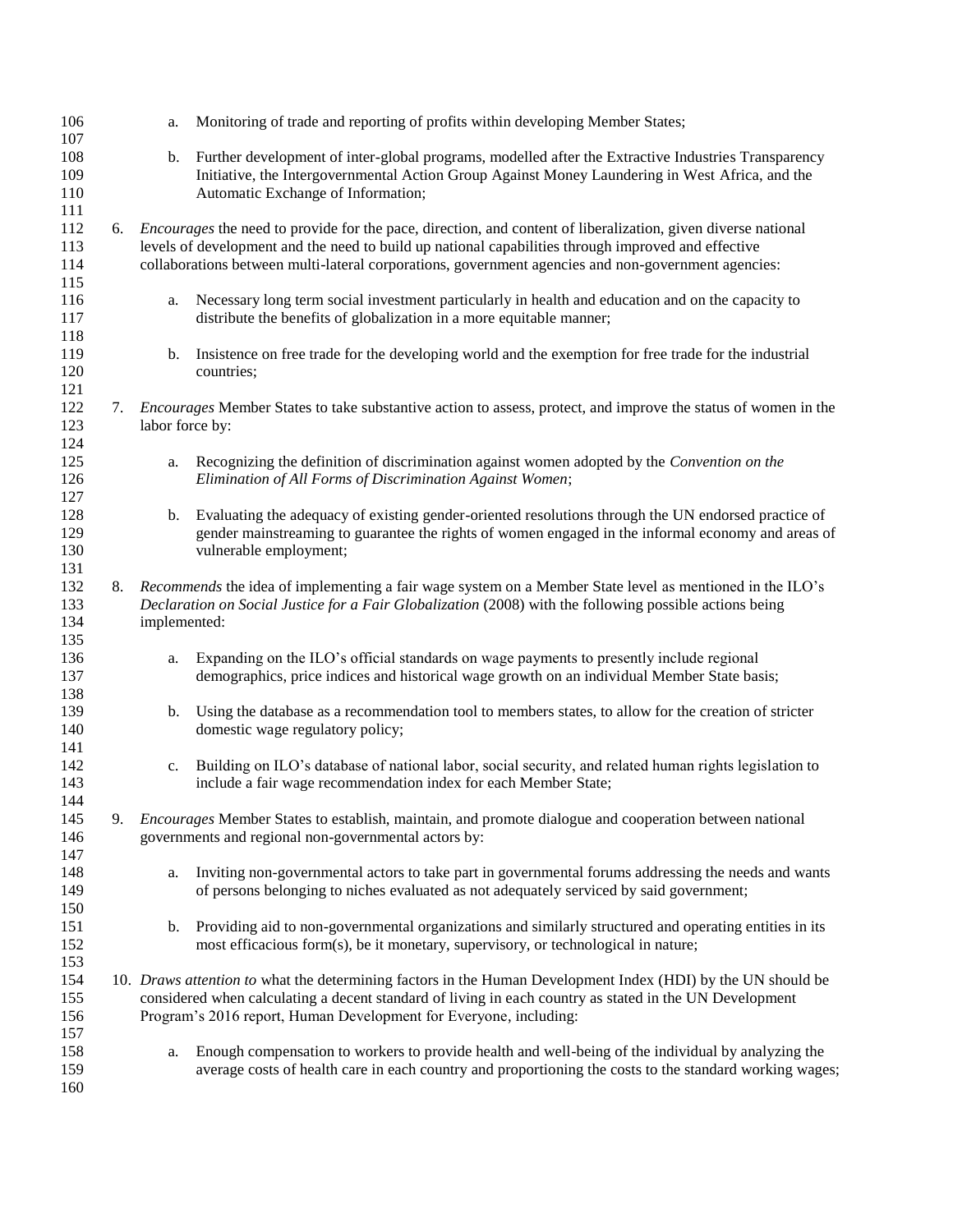a. Monitoring of trade and reporting of profits within developing Member States;

b. Further development of inter-global programs, modelled after the Extractive Industries Transparency Initiative, the Intergovernmental Action Group Against Money Laundering in West Africa, and the Automatic Exchange of Information;

6. *Encourages* the need to provide for the pace, direction, and content of liberalization, given diverse national levels of development and the need to build up national capabilities through improved and effective collaborations between multi-lateral corporations, government agencies and non-government agencies:

    a. Necessary long term social investment particularly in health and education and on the capacity to distribute the benefits of globalization in a more equitable manner;

    b. Insistence on free trade for the developing world and the exemption for free trade for the industrial countries;

7. *Encourages* Member States to take substantive action to assess, protect, and improve the status of women in the labor force by:

    a. Recognizing the definition of discrimination against women adopted by the *Convention on the Elimination of All Forms of Discrimination Against Women*;

    b. Evaluating the adequacy of existing gender-oriented resolutions through the UN endorsed practice of gender mainstreaming to guarantee the rights of women engaged in the informal economy and areas of vulnerable employment;

8. *Recommends* the idea of implementing a fair wage system on a Member State level as mentioned in the ILO's *Declaration on Social Justice for a Fair Globalization* (2008) with the following possible actions being implemented:

    a. Expanding on the ILO's official standards on wage payments to presently include regional demographics, price indices and historical wage growth on an individual Member State basis;

    b. Using the database as a recommendation tool to members states, to allow for the creation of stricter domestic wage regulatory policy;

    c. Building on ILO's database of national labor, social security, and related human rights legislation to include a fair wage recommendation index for each Member State;

9. *Encourages* Member States to establish, maintain, and promote dialogue and cooperation between national governments and regional non-governmental actors by:

    a. Inviting non-governmental actors to take part in governmental forums addressing the needs and wants of persons belonging to niches evaluated as not adequately serviced by said government;

    b. Providing aid to non-governmental organizations and similarly structured and operating entities in its most efficacious form(s), be it monetary, supervisory, or technological in nature;

10. *Draws attention to* what the determining factors in the Human Development Index (HDI) by the UN should be considered when calculating a decent standard of living in each country as stated in the UN Development Program's 2016 report, Human Development for Everyone, including:

    a. Enough compensation to workers to provide health and well-being of the individual by analyzing the average costs of health care in each country and proportioning the costs to the standard working wages;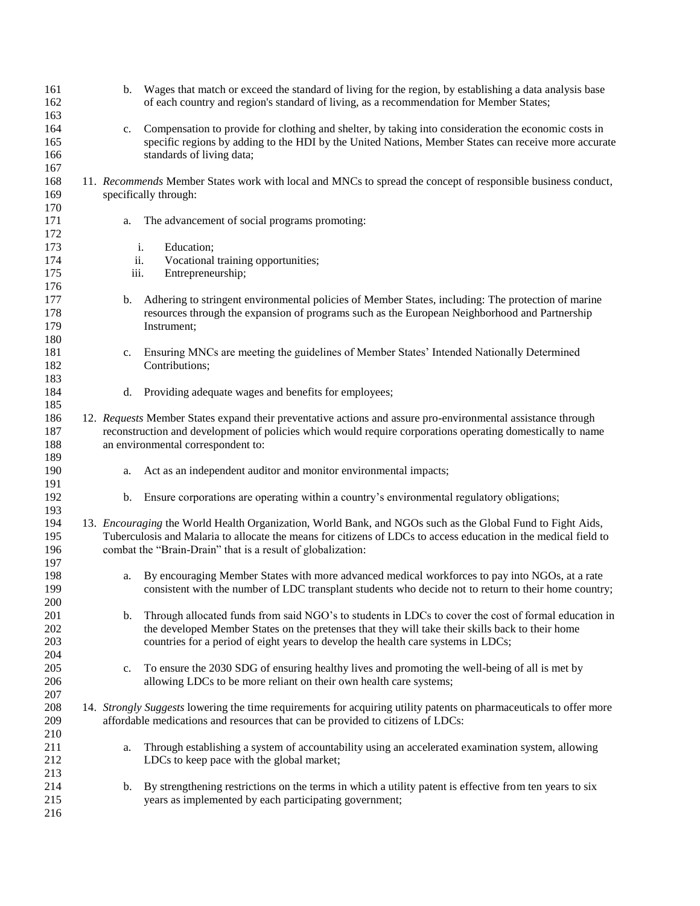b. Wages that match or exceed the standard of living for the region, by establishing a data analysis base of each country and region's standard of living, as a recommendation for Member States;

c. Compensation to provide for clothing and shelter, by taking into consideration the economic costs in specific regions by adding to the HDI by the United Nations, Member States can receive more accurate standards of living data;

11. *Recommends* Member States work with local and MNCs to spread the concept of responsible business conduct, specifically through:

   a. The advancement of social programs promoting:

      i. Education;
      ii. Vocational training opportunities;
      iii. Entrepreneurship;

   b. Adhering to stringent environmental policies of Member States, including: The protection of marine resources through the expansion of programs such as the European Neighborhood and Partnership Instrument;

   c. Ensuring MNCs are meeting the guidelines of Member States' Intended Nationally Determined Contributions;

   d. Providing adequate wages and benefits for employees;

12. *Requests* Member States expand their preventative actions and assure pro-environmental assistance through reconstruction and development of policies which would require corporations operating domestically to name an environmental correspondent to:

   a. Act as an independent auditor and monitor environmental impacts;

   b. Ensure corporations are operating within a country's environmental regulatory obligations;

13. *Encouraging* the World Health Organization, World Bank, and NGOs such as the Global Fund to Fight Aids, Tuberculosis and Malaria to allocate the means for citizens of LDCs to access education in the medical field to combat the "Brain-Drain" that is a result of globalization:

   a. By encouraging Member States with more advanced medical workforces to pay into NGOs, at a rate consistent with the number of LDC transplant students who decide not to return to their home country;

   b. Through allocated funds from said NGO's to students in LDCs to cover the cost of formal education in the developed Member States on the pretenses that they will take their skills back to their home countries for a period of eight years to develop the health care systems in LDCs;

   c. To ensure the 2030 SDG of ensuring healthy lives and promoting the well-being of all is met by allowing LDCs to be more reliant on their own health care systems;

14. *Strongly Suggests* lowering the time requirements for acquiring utility patents on pharmaceuticals to offer more affordable medications and resources that can be provided to citizens of LDCs:

   a. Through establishing a system of accountability using an accelerated examination system, allowing LDCs to keep pace with the global market;

   b. By strengthening restrictions on the terms in which a utility patent is effective from ten years to six years as implemented by each participating government;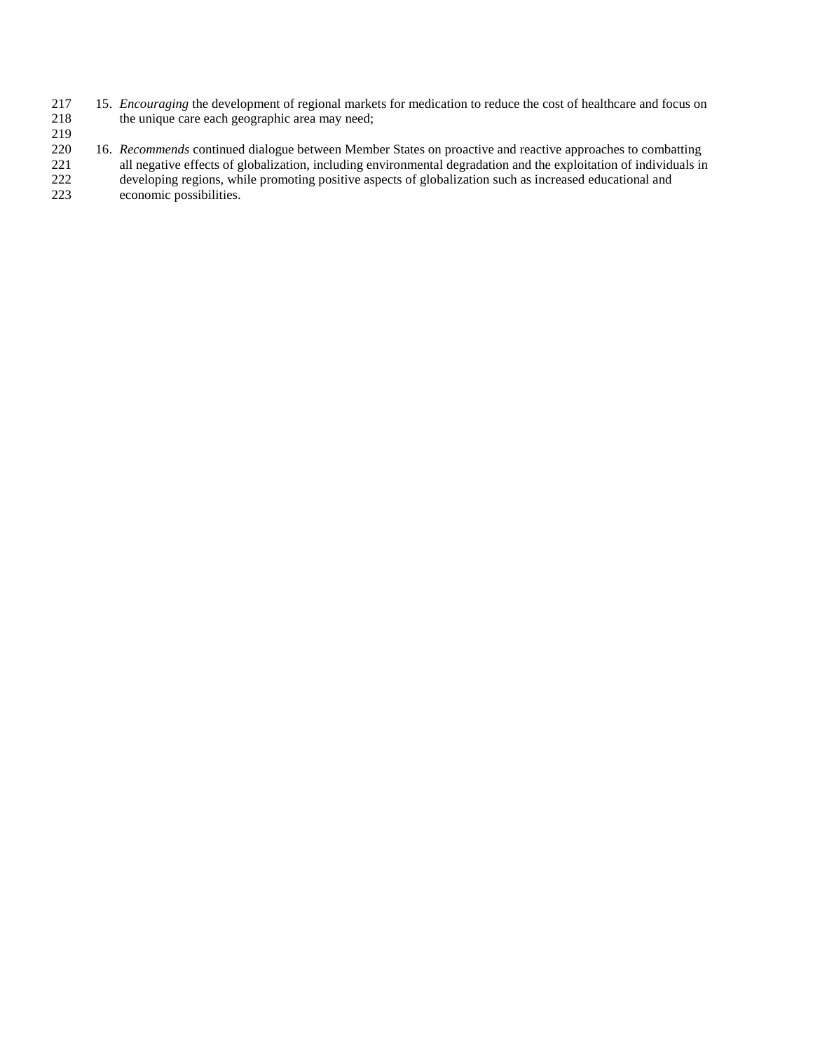15. *Encouraging* the development of regional markets for medication to reduce the cost of healthcare and focus on the unique care each geographic area may need;

16. *Recommends* continued dialogue between Member States on proactive and reactive approaches to combatting all negative effects of globalization, including environmental degradation and the exploitation of individuals in developing regions, while promoting positive aspects of globalization such as increased educational and economic possibilities.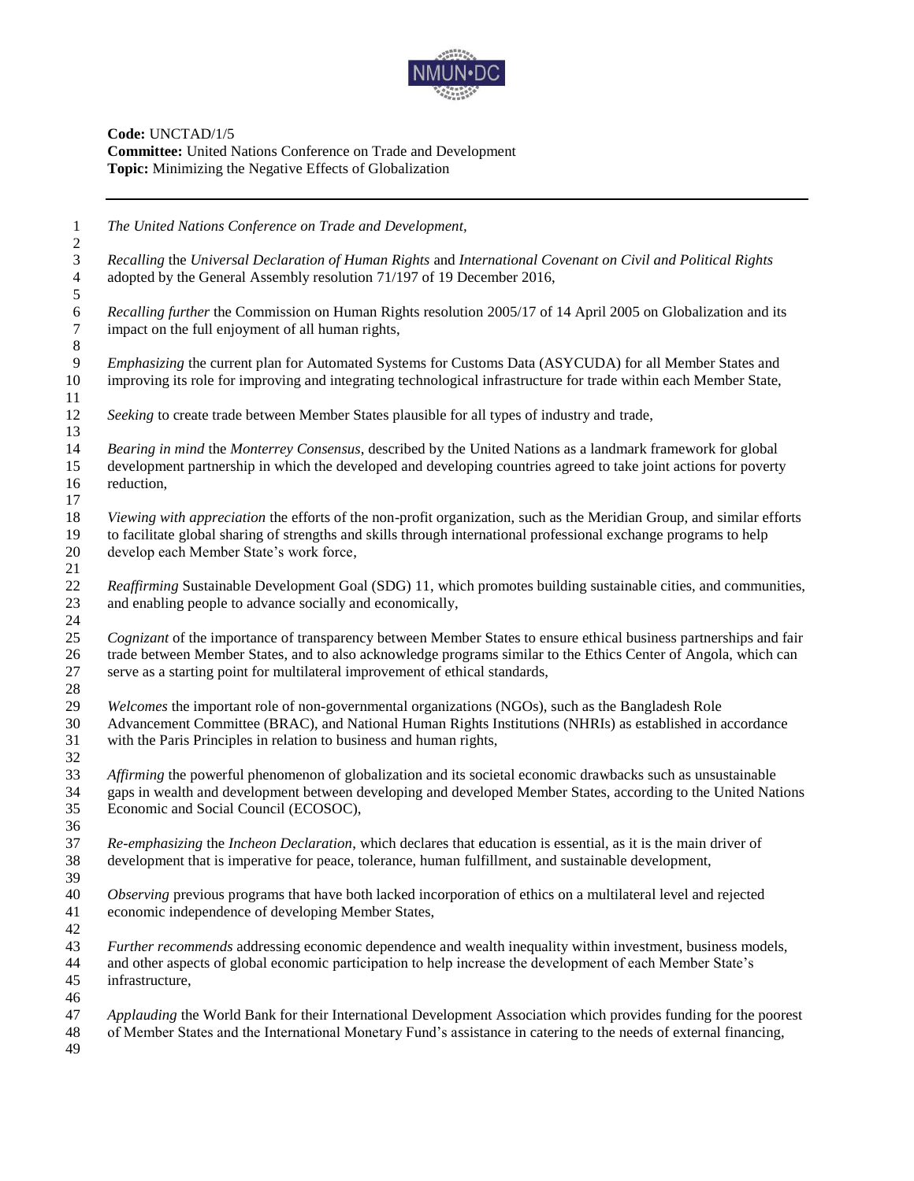**Code:** UNCTAD/1/5
**Committee:** United Nations Conference on Trade and Development
**Topic:** Minimizing the Negative Effects of Globalization

---

*The United Nations Conference on Trade and Development,*

*Recalling* the *Universal Declaration of Human Rights* and *International Covenant on Civil and Political Rights* adopted by the General Assembly resolution 71/197 of 19 December 2016,

*Recalling further* the Commission on Human Rights resolution 2005/17 of 14 April 2005 on Globalization and its impact on the full enjoyment of all human rights,

*Emphasizing* the current plan for Automated Systems for Customs Data (ASYCUDA) for all Member States and improving its role for improving and integrating technological infrastructure for trade within each Member State,

*Seeking* to create trade between Member States plausible for all types of industry and trade,

*Bearing in mind* the *Monterrey Consensus*, described by the United Nations as a landmark framework for global development partnership in which the developed and developing countries agreed to take joint actions for poverty reduction,

*Viewing with appreciation* the efforts of the non-profit organization, such as the Meridian Group, and similar efforts to facilitate global sharing of strengths and skills through international professional exchange programs to help develop each Member State's work force,

*Reaffirming* Sustainable Development Goal (SDG) 11, which promotes building sustainable cities, and communities, and enabling people to advance socially and economically,

*Cognizant* of the importance of transparency between Member States to ensure ethical business partnerships and fair trade between Member States, and to also acknowledge programs similar to the Ethics Center of Angola, which can serve as a starting point for multilateral improvement of ethical standards,

*Welcomes* the important role of non-governmental organizations (NGOs), such as the Bangladesh Role Advancement Committee (BRAC), and National Human Rights Institutions (NHRIs) as established in accordance with the Paris Principles in relation to business and human rights,

*Affirming* the powerful phenomenon of globalization and its societal economic drawbacks such as unsustainable gaps in wealth and development between developing and developed Member States, according to the United Nations Economic and Social Council (ECOSOC),

*Re-emphasizing* the *Incheon Declaration*, which declares that education is essential, as it is the main driver of development that is imperative for peace, tolerance, human fulfillment, and sustainable development,

*Observing* previous programs that have both lacked incorporation of ethics on a multilateral level and rejected economic independence of developing Member States,

*Further recommends* addressing economic dependence and wealth inequality within investment, business models, and other aspects of global economic participation to help increase the development of each Member State's infrastructure,

*Applauding* the World Bank for their International Development Association which provides funding for the poorest of Member States and the International Monetary Fund's assistance in catering to the needs of external financing,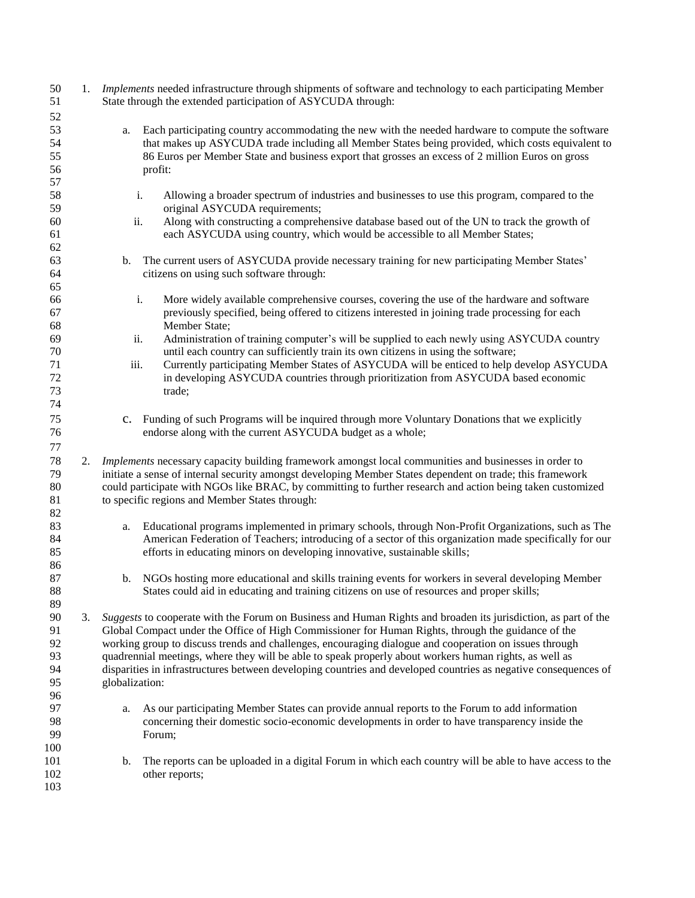1. *Implements* needed infrastructure through shipments of software and technology to each participating Member State through the extended participation of ASYCUDA through:

    a. Each participating country accommodating the new with the needed hardware to compute the software that makes up ASYCUDA trade including all Member States being provided, which costs equivalent to 86 Euros per Member State and business export that grosses an excess of 2 million Euros on gross profit:

        i. Allowing a broader spectrum of industries and businesses to use this program, compared to the original ASYCUDA requirements;
        ii. Along with constructing a comprehensive database based out of the UN to track the growth of each ASYCUDA using country, which would be accessible to all Member States;

    b. The current users of ASYCUDA provide necessary training for new participating Member States' citizens on using such software through:

        i. More widely available comprehensive courses, covering the use of the hardware and software previously specified, being offered to citizens interested in joining trade processing for each Member State;
        ii. Administration of training computer's will be supplied to each newly using ASYCUDA country until each country can sufficiently train its own citizens in using the software;
        iii. Currently participating Member States of ASYCUDA will be enticed to help develop ASYCUDA in developing ASYCUDA countries through prioritization from ASYCUDA based economic trade;

    c. Funding of such Programs will be inquired through more Voluntary Donations that we explicitly endorse along with the current ASYCUDA budget as a whole;

2. *Implements* necessary capacity building framework amongst local communities and businesses in order to initiate a sense of internal security amongst developing Member States dependent on trade; this framework could participate with NGOs like BRAC, by committing to further research and action being taken customized to specific regions and Member States through:

    a. Educational programs implemented in primary schools, through Non-Profit Organizations, such as The American Federation of Teachers; introducing of a sector of this organization made specifically for our efforts in educating minors on developing innovative, sustainable skills;

    b. NGOs hosting more educational and skills training events for workers in several developing Member States could aid in educating and training citizens on use of resources and proper skills;

3. *Suggests* to cooperate with the Forum on Business and Human Rights and broaden its jurisdiction, as part of the Global Compact under the Office of High Commissioner for Human Rights, through the guidance of the working group to discuss trends and challenges, encouraging dialogue and cooperation on issues through quadrennial meetings, where they will be able to speak properly about workers human rights, as well as disparities in infrastructures between developing countries and developed countries as negative consequences of globalization:

    a. As our participating Member States can provide annual reports to the Forum to add information concerning their domestic socio-economic developments in order to have transparency inside the Forum;

    b. The reports can be uploaded in a digital Forum in which each country will be able to have access to the other reports;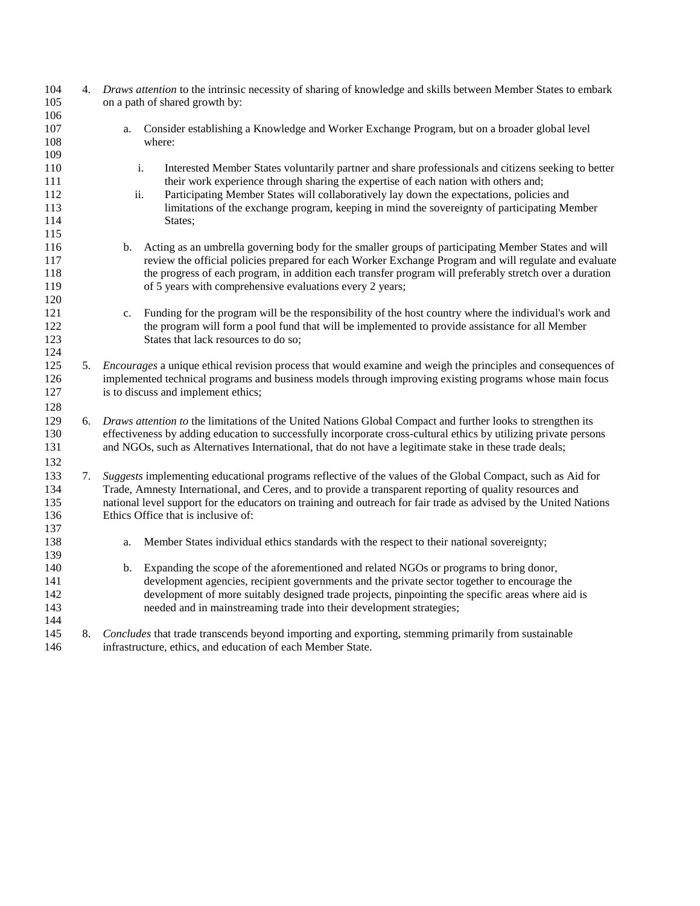4. *Draws attention* to the intrinsic necessity of sharing of knowledge and skills between Member States to embark on a path of shared growth by:

    a. Consider establishing a Knowledge and Worker Exchange Program, but on a broader global level where:

        i. Interested Member States voluntarily partner and share professionals and citizens seeking to better their work experience through sharing the expertise of each nation with others and;
        ii. Participating Member States will collaboratively lay down the expectations, policies and limitations of the exchange program, keeping in mind the sovereignty of participating Member States;

    b. Acting as an umbrella governing body for the smaller groups of participating Member States and will review the official policies prepared for each Worker Exchange Program and will regulate and evaluate the progress of each program, in addition each transfer program will preferably stretch over a duration of 5 years with comprehensive evaluations every 2 years;

    c. Funding for the program will be the responsibility of the host country where the individual's work and the program will form a pool fund that will be implemented to provide assistance for all Member States that lack resources to do so;

5. *Encourages* a unique ethical revision process that would examine and weigh the principles and consequences of implemented technical programs and business models through improving existing programs whose main focus is to discuss and implement ethics;

6. *Draws attention to* the limitations of the United Nations Global Compact and further looks to strengthen its effectiveness by adding education to successfully incorporate cross-cultural ethics by utilizing private persons and NGOs, such as Alternatives International, that do not have a legitimate stake in these trade deals;

7. *Suggests* implementing educational programs reflective of the values of the Global Compact, such as Aid for Trade, Amnesty International, and Ceres, and to provide a transparent reporting of quality resources and national level support for the educators on training and outreach for fair trade as advised by the United Nations Ethics Office that is inclusive of:

    a. Member States individual ethics standards with the respect to their national sovereignty;

    b. Expanding the scope of the aforementioned and related NGOs or programs to bring donor, development agencies, recipient governments and the private sector together to encourage the development of more suitably designed trade projects, pinpointing the specific areas where aid is needed and in mainstreaming trade into their development strategies;

8. *Concludes* that trade transcends beyond importing and exporting, stemming primarily from sustainable infrastructure, ethics, and education of each Member State.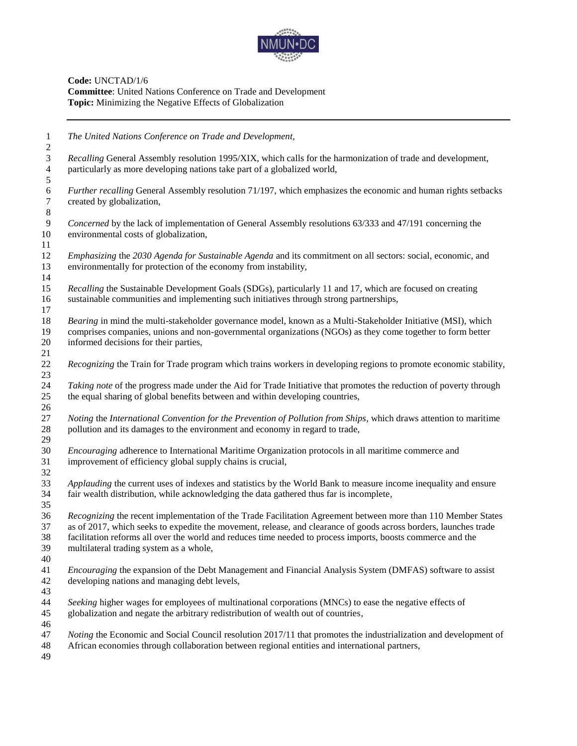**Code:** UNCTAD/1/6
**Committee**: United Nations Conference on Trade and Development
**Topic:** Minimizing the Negative Effects of Globalization

---

*The United Nations Conference on Trade and Development,*

*Recalling* General Assembly resolution 1995/XIX, which calls for the harmonization of trade and development, particularly as more developing nations take part of a globalized world,

*Further recalling* General Assembly resolution 71/197, which emphasizes the economic and human rights setbacks created by globalization,

*Concerned* by the lack of implementation of General Assembly resolutions 63/333 and 47/191 concerning the environmental costs of globalization,

*Emphasizing* the *2030 Agenda for Sustainable Agenda* and its commitment on all sectors: social, economic, and environmentally for protection of the economy from instability,

*Recalling* the Sustainable Development Goals (SDGs), particularly 11 and 17, which are focused on creating sustainable communities and implementing such initiatives through strong partnerships,

*Bearing* in mind the multi-stakeholder governance model, known as a Multi-Stakeholder Initiative (MSI), which comprises companies, unions and non-governmental organizations (NGOs) as they come together to form better informed decisions for their parties,

*Recognizing* the Train for Trade program which trains workers in developing regions to promote economic stability,

*Taking note* of the progress made under the Aid for Trade Initiative that promotes the reduction of poverty through the equal sharing of global benefits between and within developing countries,

*Noting* the *International Convention for the Prevention of Pollution from Ships*, which draws attention to maritime pollution and its damages to the environment and economy in regard to trade,

*Encouraging* adherence to International Maritime Organization protocols in all maritime commerce and improvement of efficiency global supply chains is crucial,

*Applauding* the current uses of indexes and statistics by the World Bank to measure income inequality and ensure fair wealth distribution, while acknowledging the data gathered thus far is incomplete,

*Recognizing* the recent implementation of the Trade Facilitation Agreement between more than 110 Member States as of 2017, which seeks to expedite the movement, release, and clearance of goods across borders, launches trade facilitation reforms all over the world and reduces time needed to process imports, boosts commerce and the multilateral trading system as a whole,

*Encouraging* the expansion of the Debt Management and Financial Analysis System (DMFAS) software to assist developing nations and managing debt levels,

*Seeking* higher wages for employees of multinational corporations (MNCs) to ease the negative effects of globalization and negate the arbitrary redistribution of wealth out of countries,

*Noting* the Economic and Social Council resolution 2017/11 that promotes the industrialization and development of African economies through collaboration between regional entities and international partners,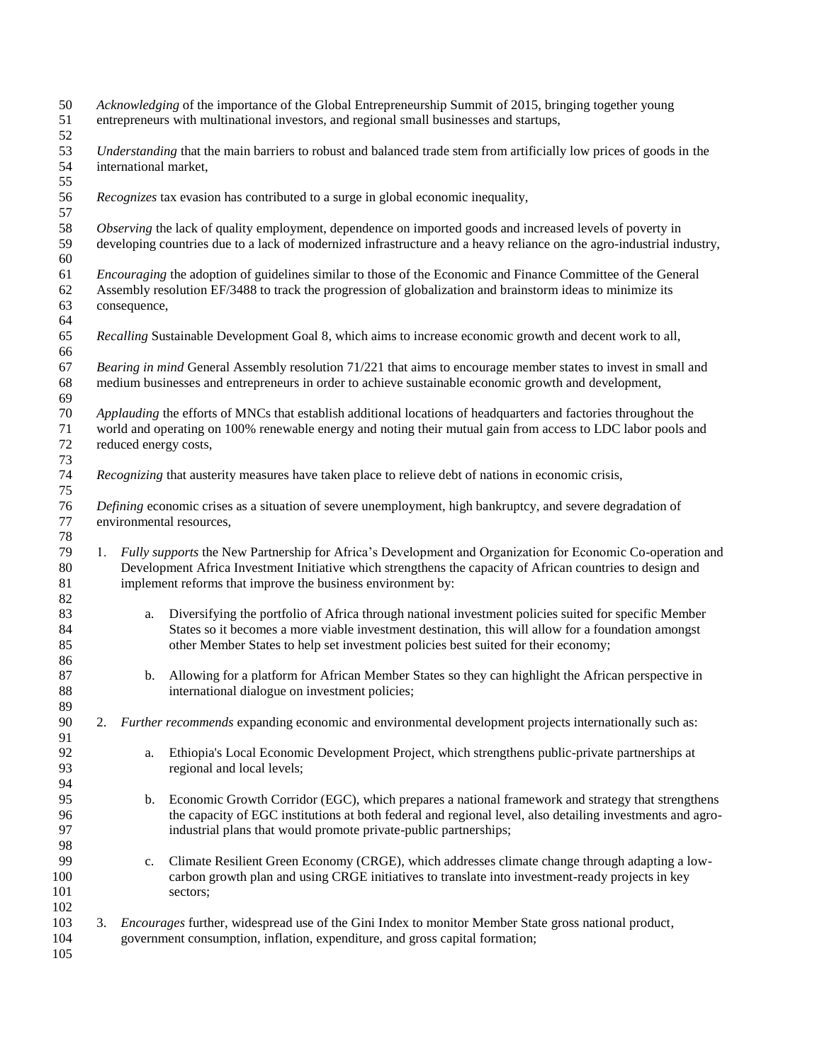*Acknowledging* of the importance of the Global Entrepreneurship Summit of 2015, bringing together young entrepreneurs with multinational investors, and regional small businesses and startups,

*Understanding* that the main barriers to robust and balanced trade stem from artificially low prices of goods in the international market,

*Recognizes* tax evasion has contributed to a surge in global economic inequality,

*Observing* the lack of quality employment, dependence on imported goods and increased levels of poverty in developing countries due to a lack of modernized infrastructure and a heavy reliance on the agro-industrial industry,

*Encouraging* the adoption of guidelines similar to those of the Economic and Finance Committee of the General Assembly resolution EF/3488 to track the progression of globalization and brainstorm ideas to minimize its consequence,

*Recalling* Sustainable Development Goal 8, which aims to increase economic growth and decent work to all,

*Bearing in mind* General Assembly resolution 71/221 that aims to encourage member states to invest in small and medium businesses and entrepreneurs in order to achieve sustainable economic growth and development,

*Applauding* the efforts of MNCs that establish additional locations of headquarters and factories throughout the world and operating on 100% renewable energy and noting their mutual gain from access to LDC labor pools and reduced energy costs,

*Recognizing* that austerity measures have taken place to relieve debt of nations in economic crisis,

*Defining* economic crises as a situation of severe unemployment, high bankruptcy, and severe degradation of environmental resources,

1. *Fully supports* the New Partnership for Africa's Development and Organization for Economic Co-operation and Development Africa Investment Initiative which strengthens the capacity of African countries to design and implement reforms that improve the business environment by:

    a. Diversifying the portfolio of Africa through national investment policies suited for specific Member States so it becomes a more viable investment destination, this will allow for a foundation amongst other Member States to help set investment policies best suited for their economy;

    b. Allowing for a platform for African Member States so they can highlight the African perspective in international dialogue on investment policies;

2. *Further recommends* expanding economic and environmental development projects internationally such as:

    a. Ethiopia's Local Economic Development Project, which strengthens public-private partnerships at regional and local levels;

    b. Economic Growth Corridor (EGC), which prepares a national framework and strategy that strengthens the capacity of EGC institutions at both federal and regional level, also detailing investments and agro-industrial plans that would promote private-public partnerships;

    c. Climate Resilient Green Economy (CRGE), which addresses climate change through adapting a low-carbon growth plan and using CRGE initiatives to translate into investment-ready projects in key sectors;

3. *Encourages* further, widespread use of the Gini Index to monitor Member State gross national product, government consumption, inflation, expenditure, and gross capital formation;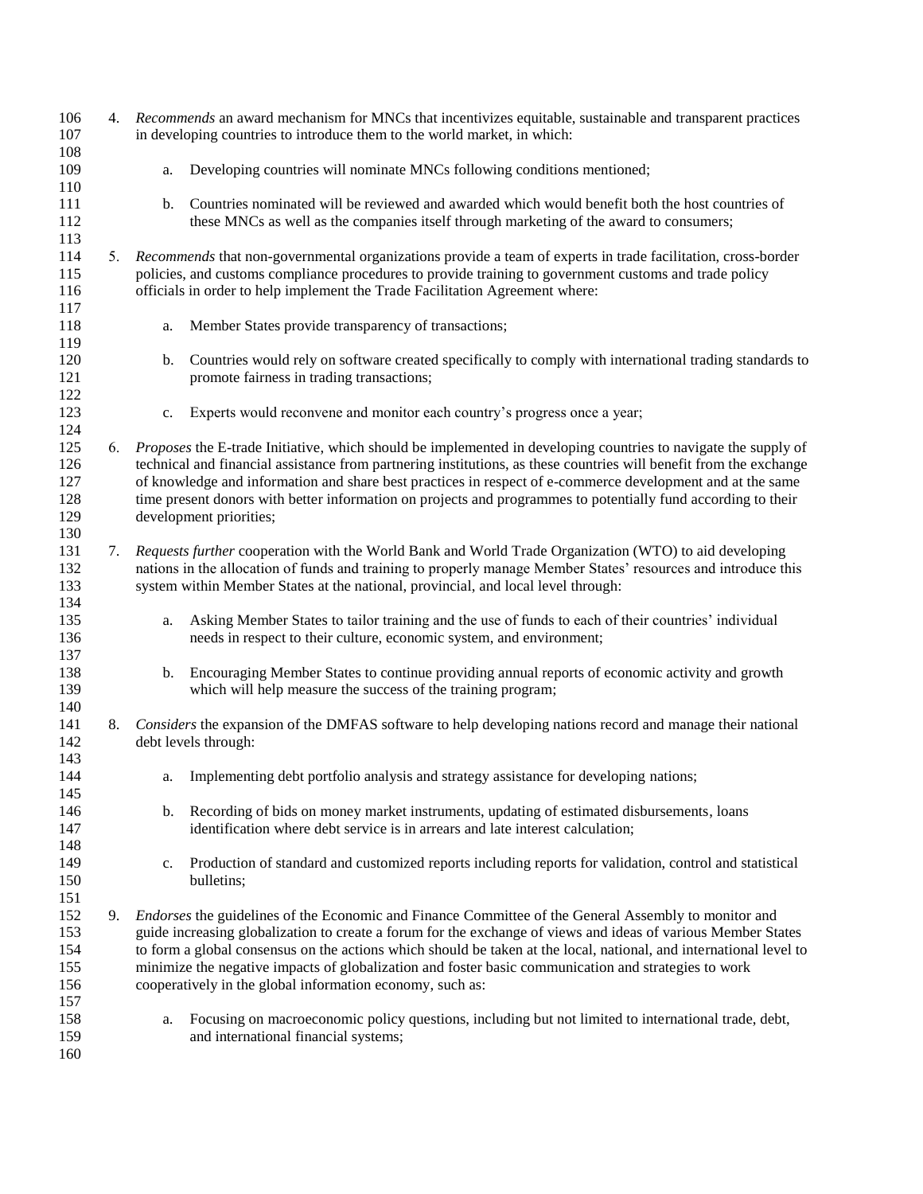4. *Recommends* an award mechanism for MNCs that incentivizes equitable, sustainable and transparent practices in developing countries to introduce them to the world market, in which:

    a. Developing countries will nominate MNCs following conditions mentioned;

    b. Countries nominated will be reviewed and awarded which would benefit both the host countries of these MNCs as well as the companies itself through marketing of the award to consumers;

5. *Recommends* that non-governmental organizations provide a team of experts in trade facilitation, cross-border policies, and customs compliance procedures to provide training to government customs and trade policy officials in order to help implement the Trade Facilitation Agreement where:

    a. Member States provide transparency of transactions;

    b. Countries would rely on software created specifically to comply with international trading standards to promote fairness in trading transactions;

    c. Experts would reconvene and monitor each country's progress once a year;

6. *Proposes* the E-trade Initiative, which should be implemented in developing countries to navigate the supply of technical and financial assistance from partnering institutions, as these countries will benefit from the exchange of knowledge and information and share best practices in respect of e-commerce development and at the same time present donors with better information on projects and programmes to potentially fund according to their development priorities;

7. *Requests further* cooperation with the World Bank and World Trade Organization (WTO) to aid developing nations in the allocation of funds and training to properly manage Member States' resources and introduce this system within Member States at the national, provincial, and local level through:

    a. Asking Member States to tailor training and the use of funds to each of their countries' individual needs in respect to their culture, economic system, and environment;

    b. Encouraging Member States to continue providing annual reports of economic activity and growth which will help measure the success of the training program;

8. *Considers* the expansion of the DMFAS software to help developing nations record and manage their national debt levels through:

    a. Implementing debt portfolio analysis and strategy assistance for developing nations;

    b. Recording of bids on money market instruments, updating of estimated disbursements, loans identification where debt service is in arrears and late interest calculation;

    c. Production of standard and customized reports including reports for validation, control and statistical bulletins;

9. *Endorses* the guidelines of the Economic and Finance Committee of the General Assembly to monitor and guide increasing globalization to create a forum for the exchange of views and ideas of various Member States to form a global consensus on the actions which should be taken at the local, national, and international level to minimize the negative impacts of globalization and foster basic communication and strategies to work cooperatively in the global information economy, such as:

    a. Focusing on macroeconomic policy questions, including but not limited to international trade, debt, and international financial systems;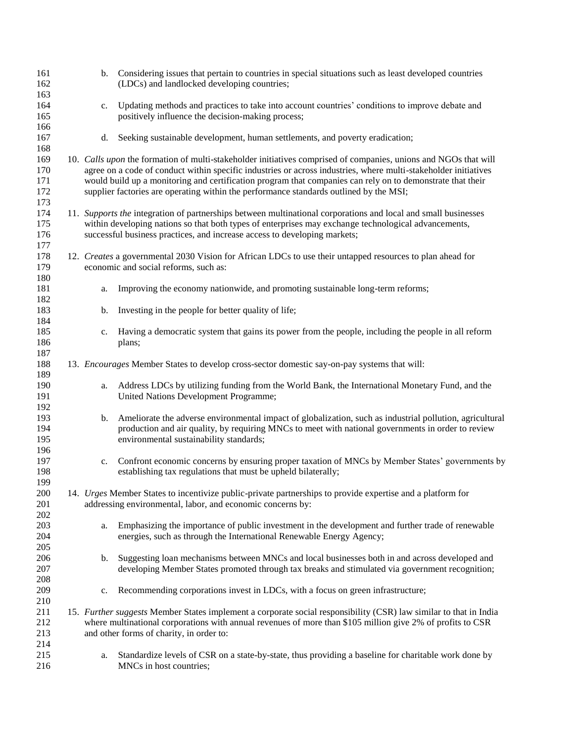b. Considering issues that pertain to countries in special situations such as least developed countries (LDCs) and landlocked developing countries;

c. Updating methods and practices to take into account countries' conditions to improve debate and positively influence the decision-making process;

d. Seeking sustainable development, human settlements, and poverty eradication;

10. *Calls upon* the formation of multi-stakeholder initiatives comprised of companies, unions and NGOs that will agree on a code of conduct within specific industries or across industries, where multi-stakeholder initiatives would build up a monitoring and certification program that companies can rely on to demonstrate that their supplier factories are operating within the performance standards outlined by the MSI;

11. *Supports the* integration of partnerships between multinational corporations and local and small businesses within developing nations so that both types of enterprises may exchange technological advancements, successful business practices, and increase access to developing markets;

12. *Creates* a governmental 2030 Vision for African LDCs to use their untapped resources to plan ahead for economic and social reforms, such as:

    a. Improving the economy nationwide, and promoting sustainable long-term reforms;

    b. Investing in the people for better quality of life;

    c. Having a democratic system that gains its power from the people, including the people in all reform plans;

13. *Encourages* Member States to develop cross-sector domestic say-on-pay systems that will:

    a. Address LDCs by utilizing funding from the World Bank, the International Monetary Fund, and the United Nations Development Programme;

    b. Ameliorate the adverse environmental impact of globalization, such as industrial pollution, agricultural production and air quality, by requiring MNCs to meet with national governments in order to review environmental sustainability standards;

    c. Confront economic concerns by ensuring proper taxation of MNCs by Member States' governments by establishing tax regulations that must be upheld bilaterally;

14. *Urges* Member States to incentivize public-private partnerships to provide expertise and a platform for addressing environmental, labor, and economic concerns by:

    a. Emphasizing the importance of public investment in the development and further trade of renewable energies, such as through the International Renewable Energy Agency;

    b. Suggesting loan mechanisms between MNCs and local businesses both in and across developed and developing Member States promoted through tax breaks and stimulated via government recognition;

    c. Recommending corporations invest in LDCs, with a focus on green infrastructure;

15. *Further suggests* Member States implement a corporate social responsibility (CSR) law similar to that in India where multinational corporations with annual revenues of more than $105 million give 2% of profits to CSR and other forms of charity, in order to:

    a. Standardize levels of CSR on a state-by-state, thus providing a baseline for charitable work done by MNCs in host countries;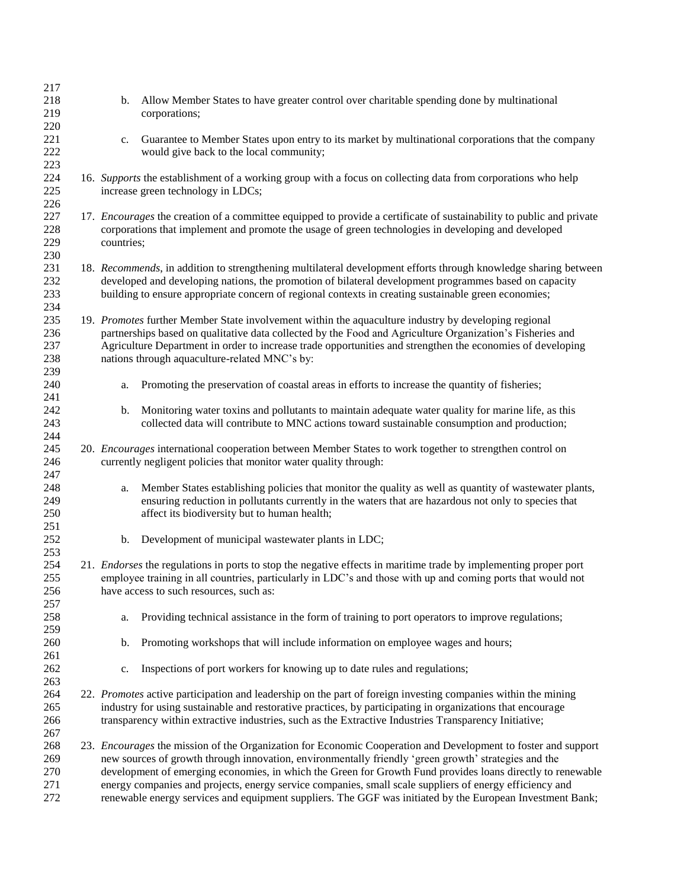b. Allow Member States to have greater control over charitable spending done by multinational corporations;

c. Guarantee to Member States upon entry to its market by multinational corporations that the company would give back to the local community;

16. *Supports* the establishment of a working group with a focus on collecting data from corporations who help increase green technology in LDCs;

17. *Encourages* the creation of a committee equipped to provide a certificate of sustainability to public and private corporations that implement and promote the usage of green technologies in developing and developed countries;

18. *Recommends*, in addition to strengthening multilateral development efforts through knowledge sharing between developed and developing nations, the promotion of bilateral development programmes based on capacity building to ensure appropriate concern of regional contexts in creating sustainable green economies;

19. *Promotes* further Member State involvement within the aquaculture industry by developing regional partnerships based on qualitative data collected by the Food and Agriculture Organization's Fisheries and Agriculture Department in order to increase trade opportunities and strengthen the economies of developing nations through aquaculture-related MNC's by:

    a. Promoting the preservation of coastal areas in efforts to increase the quantity of fisheries;

    b. Monitoring water toxins and pollutants to maintain adequate water quality for marine life, as this collected data will contribute to MNC actions toward sustainable consumption and production;

20. *Encourages* international cooperation between Member States to work together to strengthen control on currently negligent policies that monitor water quality through:

    a. Member States establishing policies that monitor the quality as well as quantity of wastewater plants, ensuring reduction in pollutants currently in the waters that are hazardous not only to species that affect its biodiversity but to human health;

    b. Development of municipal wastewater plants in LDC;

21. *Endorses* the regulations in ports to stop the negative effects in maritime trade by implementing proper port employee training in all countries, particularly in LDC's and those with up and coming ports that would not have access to such resources, such as:

    a. Providing technical assistance in the form of training to port operators to improve regulations;

    b. Promoting workshops that will include information on employee wages and hours;

    c. Inspections of port workers for knowing up to date rules and regulations;

22. *Promotes* active participation and leadership on the part of foreign investing companies within the mining industry for using sustainable and restorative practices, by participating in organizations that encourage transparency within extractive industries, such as the Extractive Industries Transparency Initiative;

23. *Encourages* the mission of the Organization for Economic Cooperation and Development to foster and support new sources of growth through innovation, environmentally friendly 'green growth' strategies and the development of emerging economies, in which the Green for Growth Fund provides loans directly to renewable energy companies and projects, energy service companies, small scale suppliers of energy efficiency and renewable energy services and equipment suppliers. The GGF was initiated by the European Investment Bank;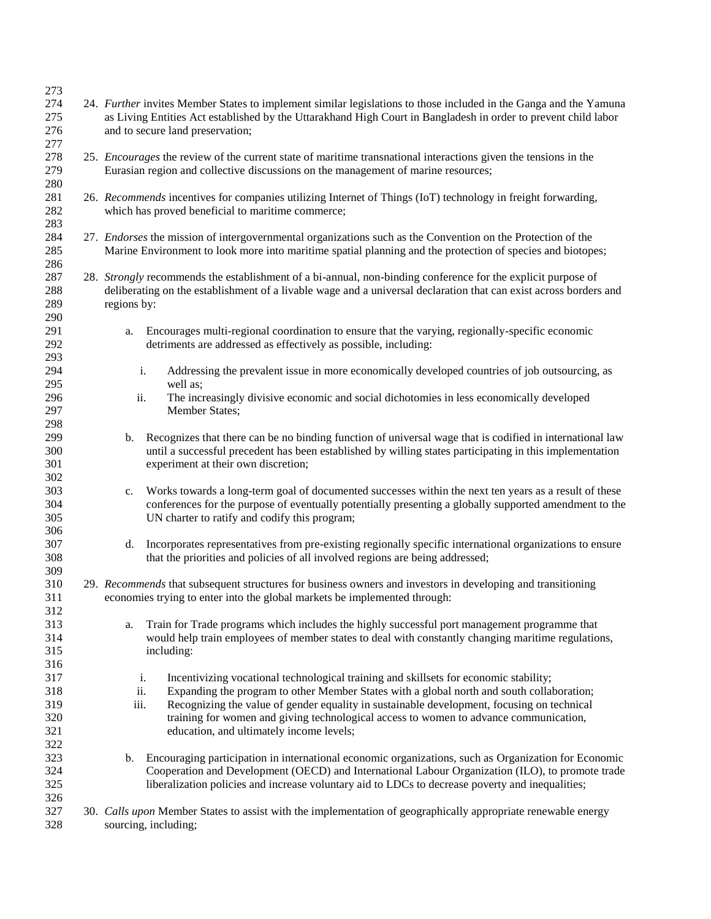24. *Further* invites Member States to implement similar legislations to those included in the Ganga and the Yamuna as Living Entities Act established by the Uttarakhand High Court in Bangladesh in order to prevent child labor and to secure land preservation;

25. *Encourages* the review of the current state of maritime transnational interactions given the tensions in the Eurasian region and collective discussions on the management of marine resources;

26. *Recommends* incentives for companies utilizing Internet of Things (IoT) technology in freight forwarding, which has proved beneficial to maritime commerce;

27. *Endorses* the mission of intergovernmental organizations such as the Convention on the Protection of the Marine Environment to look more into maritime spatial planning and the protection of species and biotopes;

28. *Strongly* recommends the establishment of a bi-annual, non-binding conference for the explicit purpose of deliberating on the establishment of a livable wage and a universal declaration that can exist across borders and regions by:

    a. Encourages multi-regional coordination to ensure that the varying, regionally-specific economic detriments are addressed as effectively as possible, including:

        i. Addressing the prevalent issue in more economically developed countries of job outsourcing, as well as;
        ii. The increasingly divisive economic and social dichotomies in less economically developed Member States;

    b. Recognizes that there can be no binding function of universal wage that is codified in international law until a successful precedent has been established by willing states participating in this implementation experiment at their own discretion;

    c. Works towards a long-term goal of documented successes within the next ten years as a result of these conferences for the purpose of eventually potentially presenting a globally supported amendment to the UN charter to ratify and codify this program;

    d. Incorporates representatives from pre-existing regionally specific international organizations to ensure that the priorities and policies of all involved regions are being addressed;

29. *Recommends* that subsequent structures for business owners and investors in developing and transitioning economies trying to enter into the global markets be implemented through:

    a. Train for Trade programs which includes the highly successful port management programme that would help train employees of member states to deal with constantly changing maritime regulations, including:

        i. Incentivizing vocational technological training and skillsets for economic stability;
        ii. Expanding the program to other Member States with a global north and south collaboration;
        iii. Recognizing the value of gender equality in sustainable development, focusing on technical training for women and giving technological access to women to advance communication, education, and ultimately income levels;

    b. Encouraging participation in international economic organizations, such as Organization for Economic Cooperation and Development (OECD) and International Labour Organization (ILO), to promote trade liberalization policies and increase voluntary aid to LDCs to decrease poverty and inequalities;

30. *Calls upon* Member States to assist with the implementation of geographically appropriate renewable energy sourcing, including;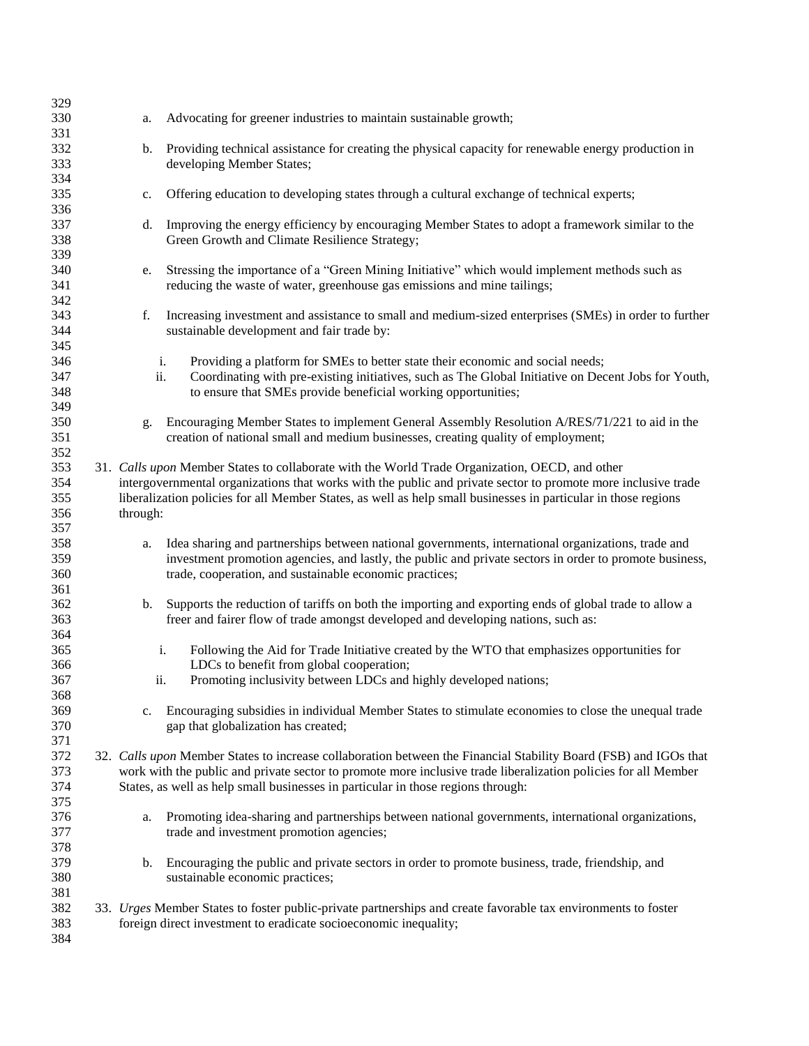a. Advocating for greener industries to maintain sustainable growth;

b. Providing technical assistance for creating the physical capacity for renewable energy production in developing Member States;

c. Offering education to developing states through a cultural exchange of technical experts;

d. Improving the energy efficiency by encouraging Member States to adopt a framework similar to the Green Growth and Climate Resilience Strategy;

e. Stressing the importance of a "Green Mining Initiative" which would implement methods such as reducing the waste of water, greenhouse gas emissions and mine tailings;

f. Increasing investment and assistance to small and medium-sized enterprises (SMEs) in order to further sustainable development and fair trade by:

   i. Providing a platform for SMEs to better state their economic and social needs;
   ii. Coordinating with pre-existing initiatives, such as The Global Initiative on Decent Jobs for Youth, to ensure that SMEs provide beneficial working opportunities;

g. Encouraging Member States to implement General Assembly Resolution A/RES/71/221 to aid in the creation of national small and medium businesses, creating quality of employment;

31. *Calls upon* Member States to collaborate with the World Trade Organization, OECD, and other intergovernmental organizations that works with the public and private sector to promote more inclusive trade liberalization policies for all Member States, as well as help small businesses in particular in those regions through:

   a. Idea sharing and partnerships between national governments, international organizations, trade and investment promotion agencies, and lastly, the public and private sectors in order to promote business, trade, cooperation, and sustainable economic practices;

   b. Supports the reduction of tariffs on both the importing and exporting ends of global trade to allow a freer and fairer flow of trade amongst developed and developing nations, such as:

      i. Following the Aid for Trade Initiative created by the WTO that emphasizes opportunities for LDCs to benefit from global cooperation;
      ii. Promoting inclusivity between LDCs and highly developed nations;

   c. Encouraging subsidies in individual Member States to stimulate economies to close the unequal trade gap that globalization has created;

32. *Calls upon* Member States to increase collaboration between the Financial Stability Board (FSB) and IGOs that work with the public and private sector to promote more inclusive trade liberalization policies for all Member States, as well as help small businesses in particular in those regions through:

   a. Promoting idea-sharing and partnerships between national governments, international organizations, trade and investment promotion agencies;

   b. Encouraging the public and private sectors in order to promote business, trade, friendship, and sustainable economic practices;

33. *Urges* Member States to foster public-private partnerships and create favorable tax environments to foster foreign direct investment to eradicate socioeconomic inequality;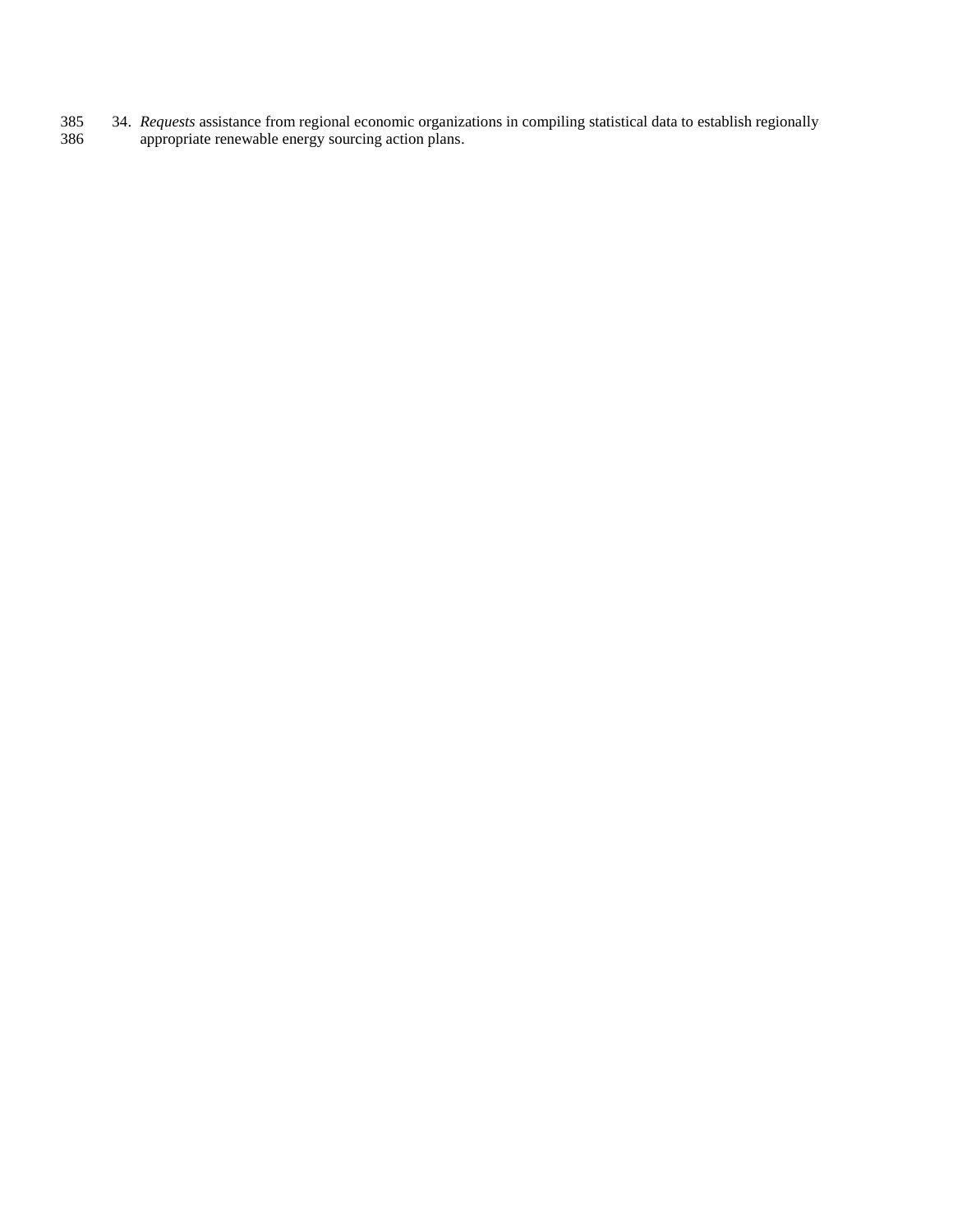34. *Requests* assistance from regional economic organizations in compiling statistical data to establish regionally appropriate renewable energy sourcing action plans.